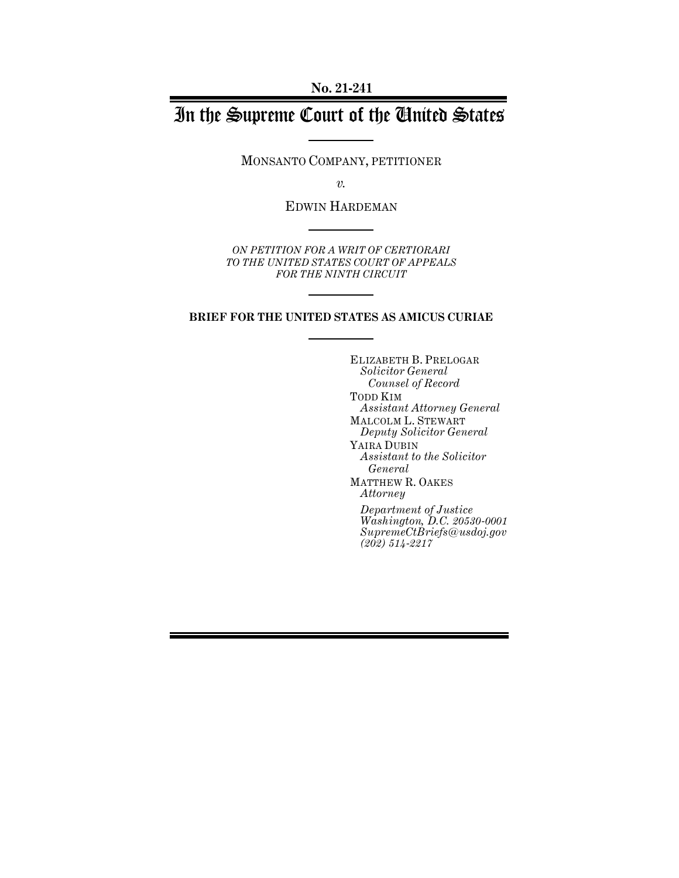No. 21-241

# In the Supreme Court of the United States

MONSANTO COMPANY, PETITIONER

*v.*

EDWIN HARDEMAN

*ON PETITION FOR A WRIT OF CERTIORARI TO THE UNITED STATES COURT OF APPEALS FOR THE NINTH CIRCUIT*

**BRIEF FOR THE UNITED STATES AS AMICUS CURIAE**

ELIZABETH B. PRELOGAR
*Solicitor General*
*Counsel of Record*

TODD KIM
*Assistant Attorney General*

MALCOLM L. STEWART
*Deputy Solicitor General*

YAIRA DUBIN
*Assistant to the Solicitor General*

MATTHEW R. OAKES
*Attorney*

*Department of Justice*
*Washington, D.C. 20530-0001*
*SupremeCtBriefs@usdoj.gov*
*(202) 514-2217*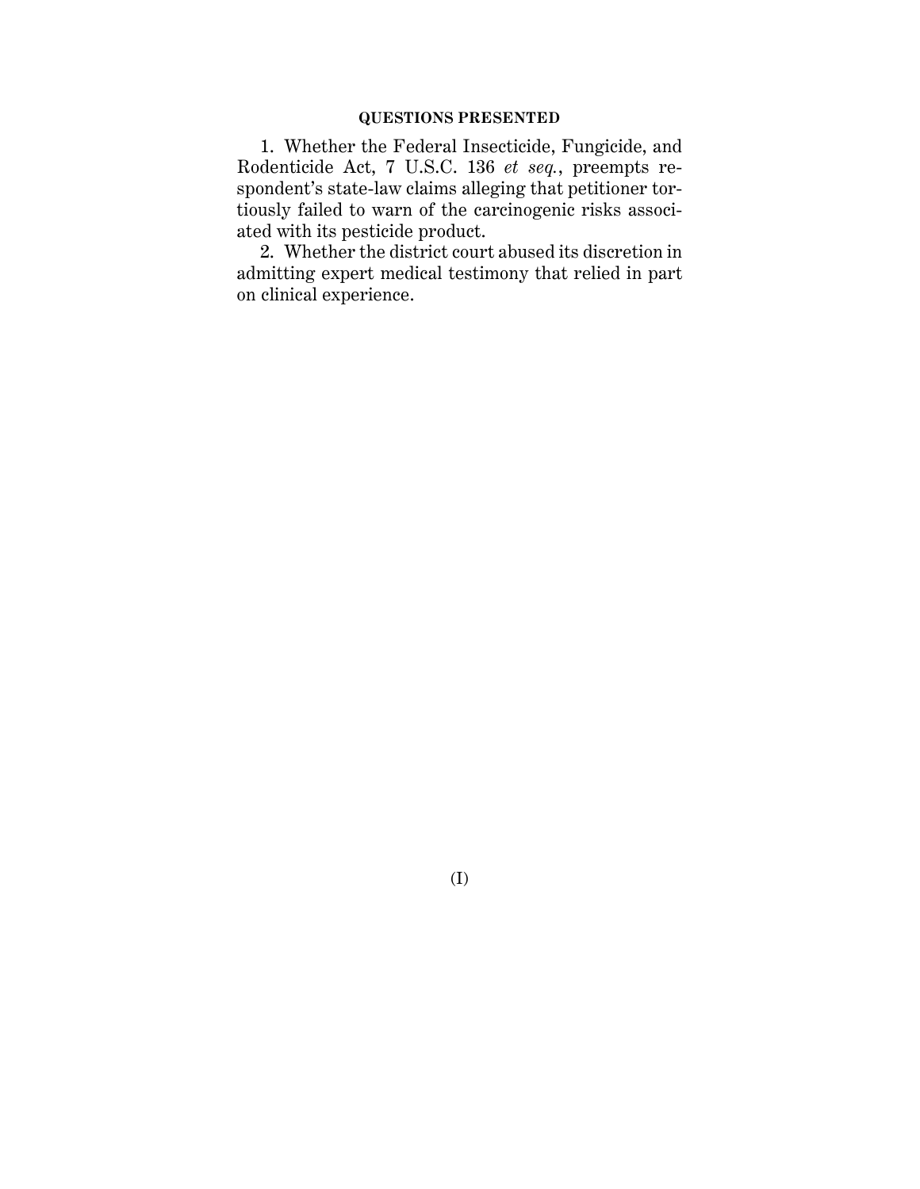## QUESTIONS PRESENTED

1. Whether the Federal Insecticide, Fungicide, and Rodenticide Act, 7 U.S.C. 136 *et seq.*, preempts respondent's state-law claims alleging that petitioner tortiously failed to warn of the carcinogenic risks associated with its pesticide product.

2. Whether the district court abused its discretion in admitting expert medical testimony that relied in part on clinical experience.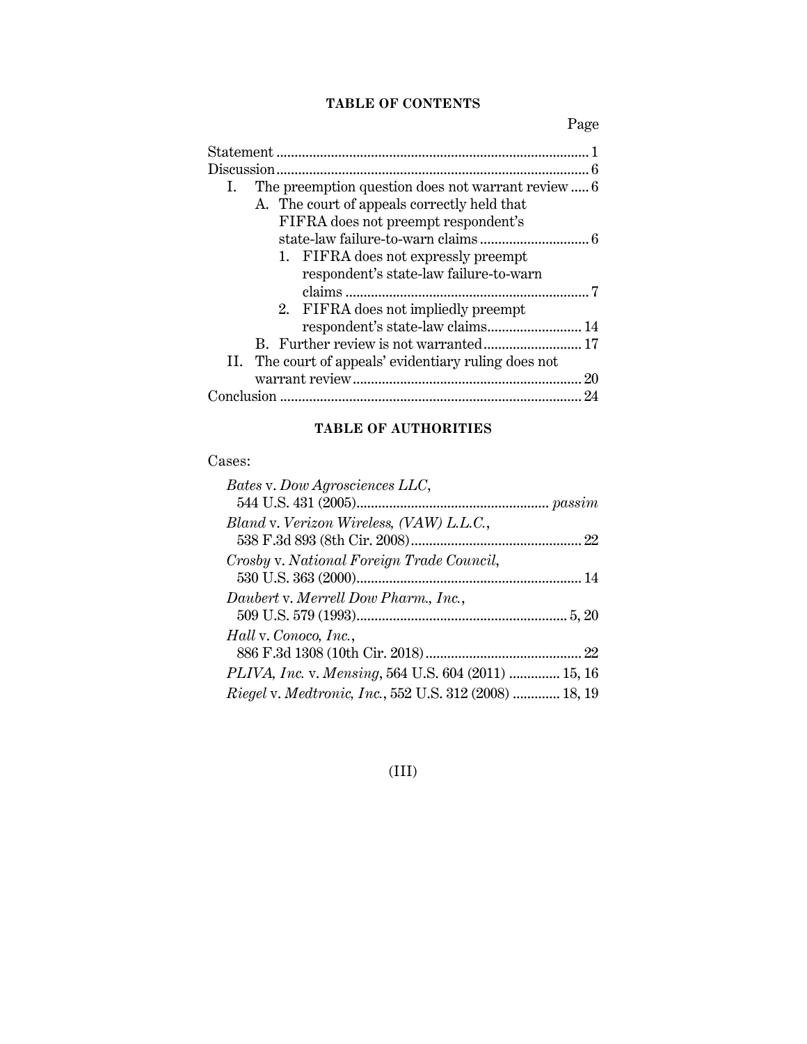## TABLE OF CONTENTS

| | Page |
|---|---|
| Statement | 1 |
| Discussion | 6 |
| I. The preemption question does not warrant review | 6 |
| A. The court of appeals correctly held that FIFRA does not preempt respondent's state-law failure-to-warn claims | 6 |
| 1. FIFRA does not expressly preempt respondent's state-law failure-to-warn claims | 7 |
| 2. FIFRA does not impliedly preempt respondent's state-law claims | 14 |
| B. Further review is not warranted | 17 |
| II. The court of appeals' evidentiary ruling does not warrant review | 20 |
| Conclusion | 24 |

## TABLE OF AUTHORITIES

Cases:

| | |
|---|---|
| *Bates* v. *Dow Agrosciences LLC*, 544 U.S. 431 (2005) | *passim* |
| *Bland* v. *Verizon Wireless, (VAW) L.L.C.*, 538 F.3d 893 (8th Cir. 2008) | 22 |
| *Crosby* v. *National Foreign Trade Council*, 530 U.S. 363 (2000) | 14 |
| *Daubert* v. *Merrell Dow Pharm., Inc.*, 509 U.S. 579 (1993) | 5, 20 |
| *Hall* v. *Conoco, Inc.*, 886 F.3d 1308 (10th Cir. 2018) | 22 |
| *PLIVA, Inc.* v. *Mensing*, 564 U.S. 604 (2011) | 15, 16 |
| *Riegel* v. *Medtronic, Inc.*, 552 U.S. 312 (2008) | 18, 19 |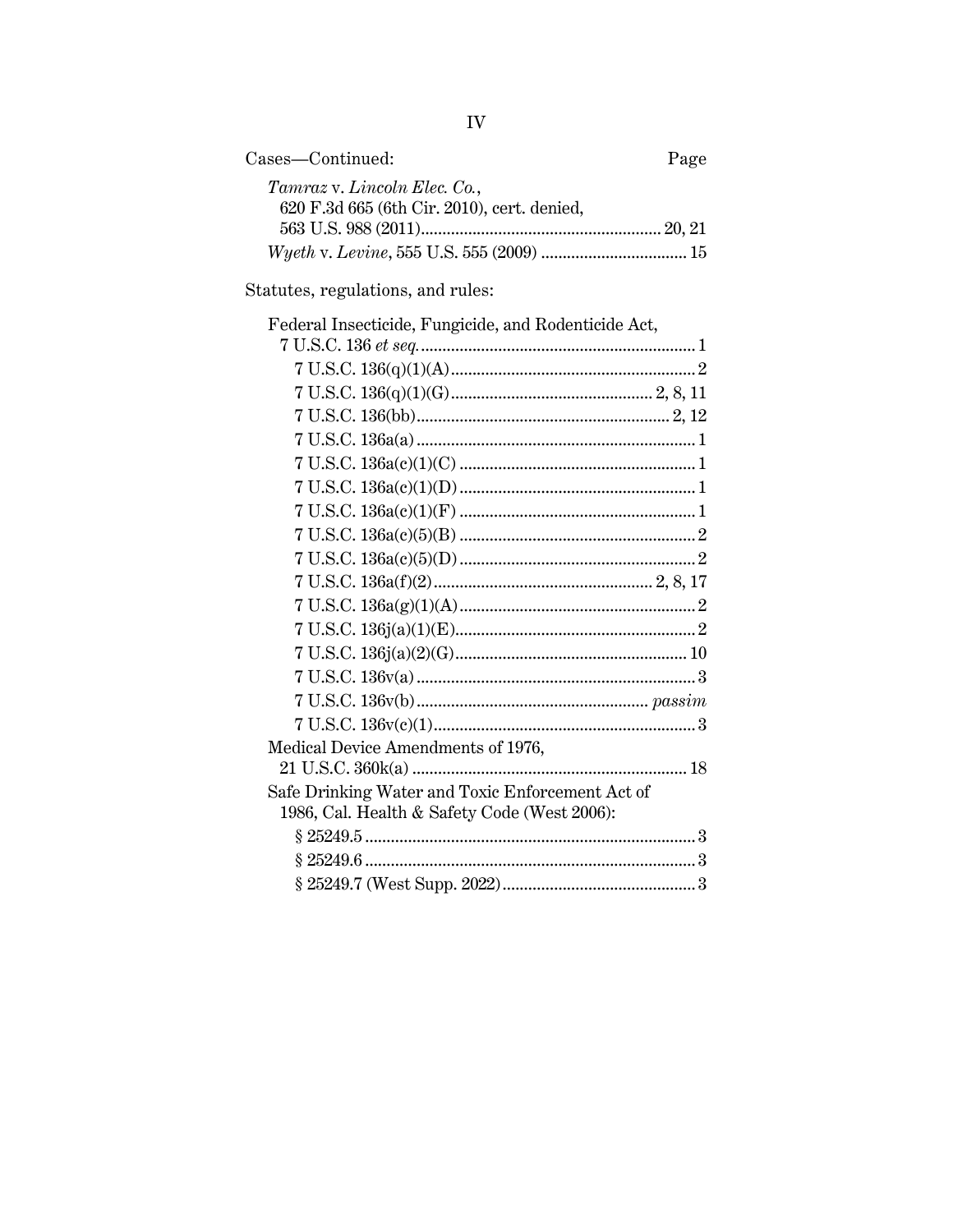Cases—Continued: Page

*Tamraz* v. *Lincoln Elec. Co.*, 620 F.3d 665 (6th Cir. 2010), cert. denied, 563 U.S. 988 (2011) ........ 20, 21

*Wyeth* v. *Levine*, 555 U.S. 555 (2009) ........ 15

Statutes, regulations, and rules:

Federal Insecticide, Fungicide, and Rodenticide Act, 7 U.S.C. 136 *et seq.* ........ 1

- 7 U.S.C. 136(q)(1)(A) ........ 2
- 7 U.S.C. 136(q)(1)(G) ........ 2, 8, 11
- 7 U.S.C. 136(bb) ........ 2, 12
- 7 U.S.C. 136a(a) ........ 1
- 7 U.S.C. 136a(c)(1)(C) ........ 1
- 7 U.S.C. 136a(c)(1)(D) ........ 1
- 7 U.S.C. 136a(c)(1)(F) ........ 1
- 7 U.S.C. 136a(c)(5)(B) ........ 2
- 7 U.S.C. 136a(c)(5)(D) ........ 2
- 7 U.S.C. 136a(f)(2) ........ 2, 8, 17
- 7 U.S.C. 136a(g)(1)(A) ........ 2
- 7 U.S.C. 136j(a)(1)(E) ........ 2
- 7 U.S.C. 136j(a)(2)(G) ........ 10
- 7 U.S.C. 136v(a) ........ 3
- 7 U.S.C. 136v(b) ........ *passim*
- 7 U.S.C. 136v(c)(1) ........ 3

Medical Device Amendments of 1976, 21 U.S.C. 360k(a) ........ 18

Safe Drinking Water and Toxic Enforcement Act of 1986, Cal. Health & Safety Code (West 2006):

- § 25249.5 ........ 3
- § 25249.6 ........ 3
- § 25249.7 (West Supp. 2022) ........ 3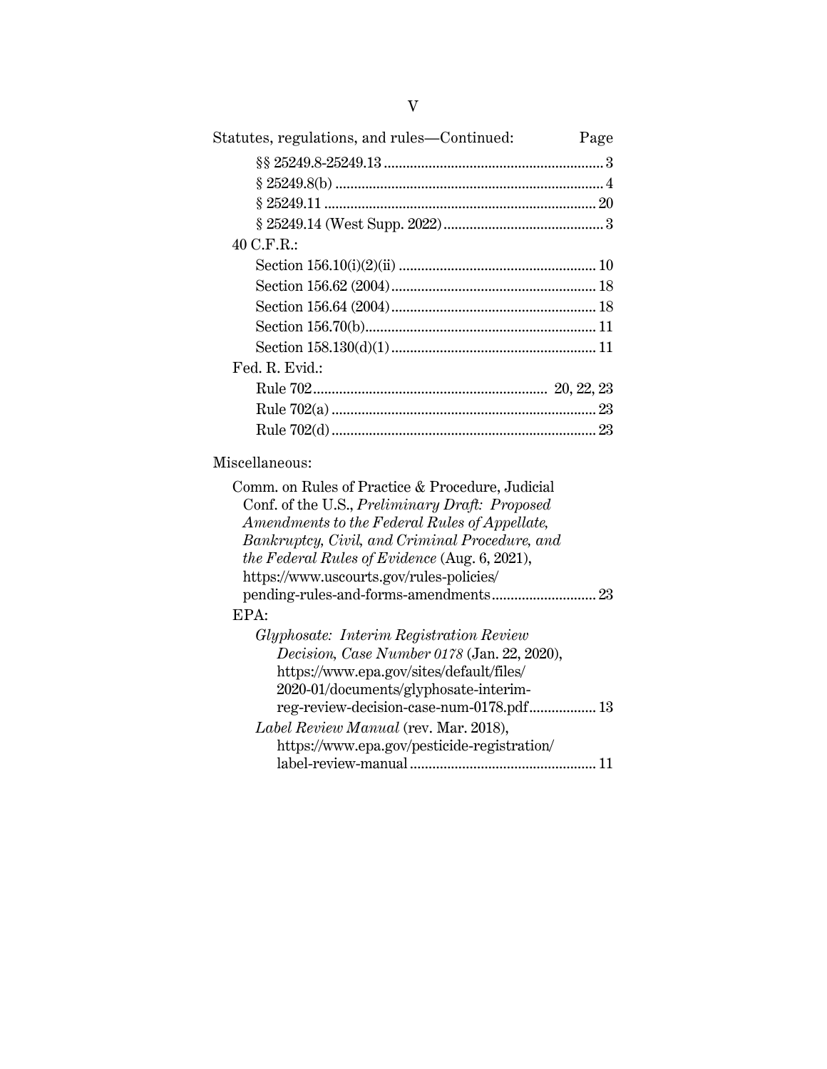Statutes, regulations, and rules—Continued: Page

§§ 25249.8-25249.13 ... 3

§ 25249.8(b) ... 4

§ 25249.11 ... 20

§ 25249.14 (West Supp. 2022) ... 3

40 C.F.R.:

Section 156.10(i)(2)(ii) ... 10

Section 156.62 (2004) ... 18

Section 156.64 (2004) ... 18

Section 156.70(b) ... 11

Section 158.130(d)(1) ... 11

Fed. R. Evid.:

Rule 702 ... 20, 22, 23

Rule 702(a) ... 23

Rule 702(d) ... 23

Miscellaneous:

Comm. on Rules of Practice & Procedure, Judicial Conf. of the U.S., *Preliminary Draft: Proposed Amendments to the Federal Rules of Appellate, Bankruptcy, Civil, and Criminal Procedure, and the Federal Rules of Evidence* (Aug. 6, 2021), https://www.uscourts.gov/rules-policies/pending-rules-and-forms-amendments ... 23

EPA:

*Glyphosate: Interim Registration Review Decision, Case Number 0178* (Jan. 22, 2020), https://www.epa.gov/sites/default/files/2020-01/documents/glyphosate-interim-reg-review-decision-case-num-0178.pdf ... 13

*Label Review Manual* (rev. Mar. 2018), https://www.epa.gov/pesticide-registration/label-review-manual ... 11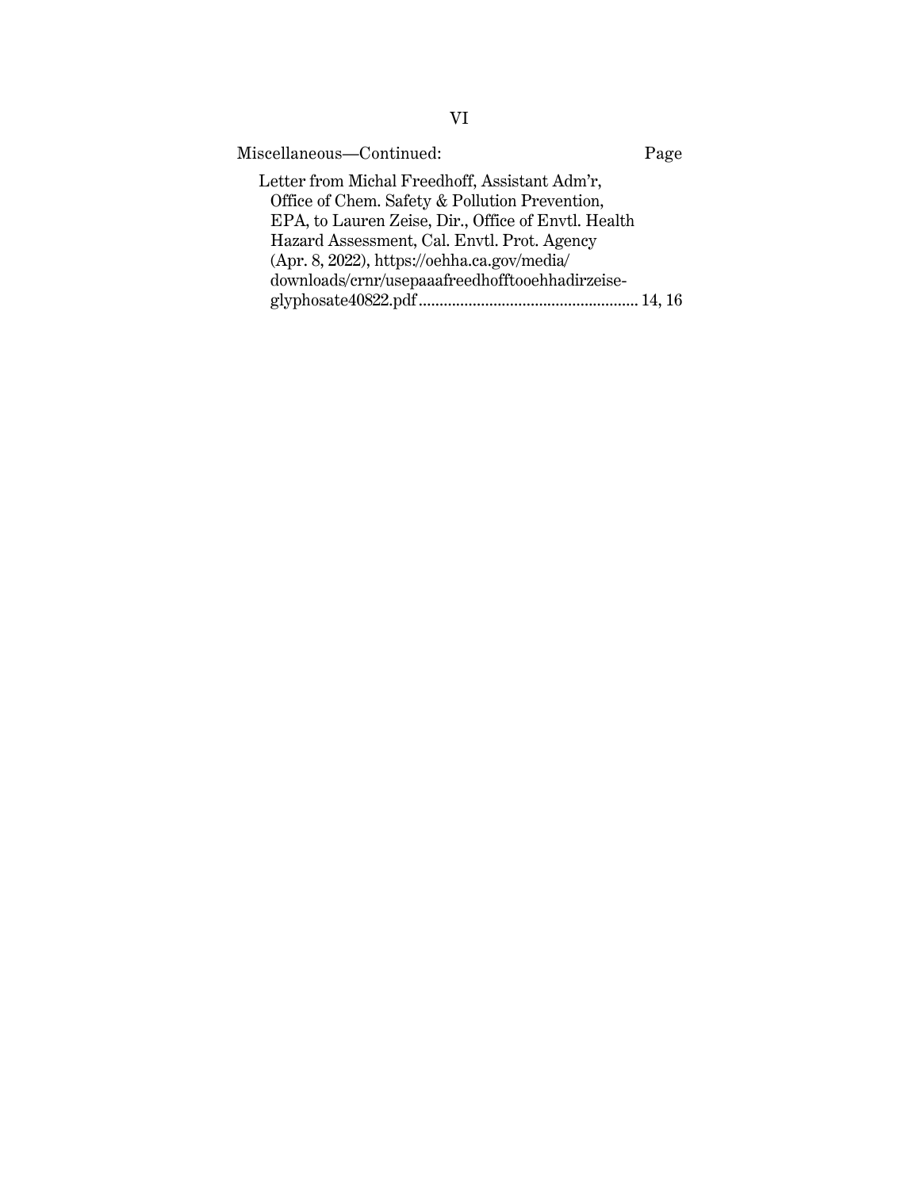Miscellaneous—Continued: Page

Letter from Michal Freedhoff, Assistant Adm'r, Office of Chem. Safety & Pollution Prevention, EPA, to Lauren Zeise, Dir., Office of Envtl. Health Hazard Assessment, Cal. Envtl. Prot. Agency (Apr. 8, 2022), https://oehha.ca.gov/media/downloads/crnr/usepaaafreedhofftooehhadirzeise-glyphosate40822.pdf .................................................... 14, 16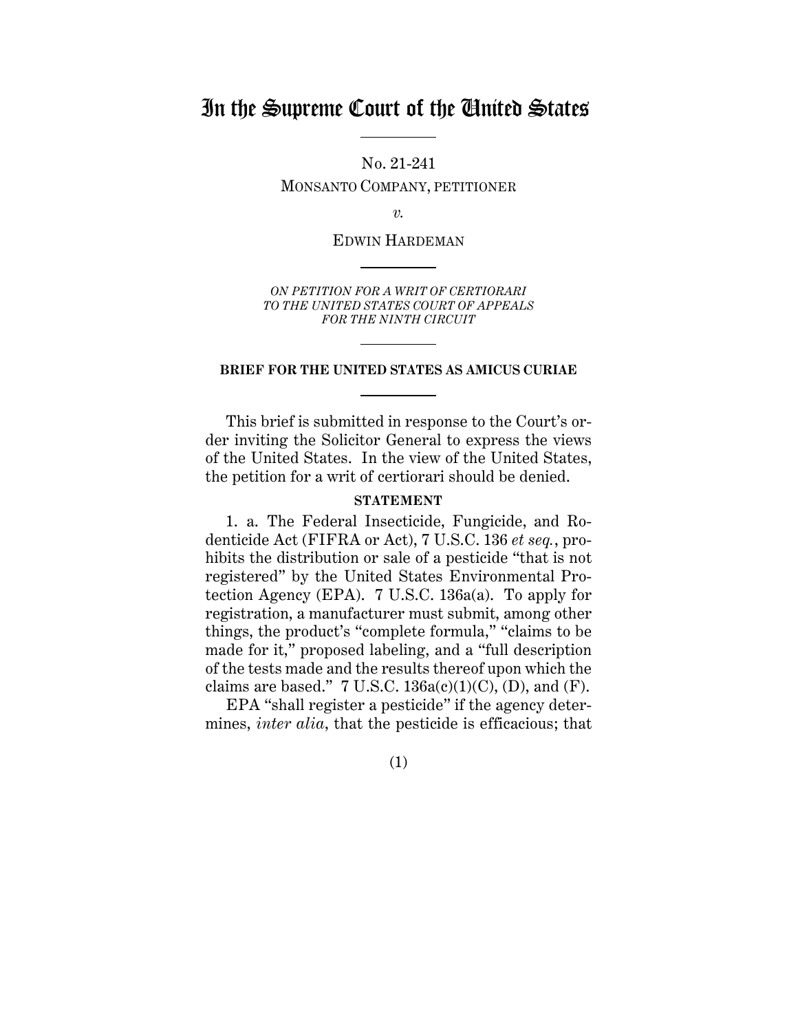# In the Supreme Court of the United States

No. 21-241

MONSANTO COMPANY, PETITIONER

*v.*

EDWIN HARDEMAN

*ON PETITION FOR A WRIT OF CERTIORARI TO THE UNITED STATES COURT OF APPEALS FOR THE NINTH CIRCUIT*

**BRIEF FOR THE UNITED STATES AS AMICUS CURIAE**

This brief is submitted in response to the Court's order inviting the Solicitor General to express the views of the United States. In the view of the United States, the petition for a writ of certiorari should be denied.

**STATEMENT**

1. a. The Federal Insecticide, Fungicide, and Rodenticide Act (FIFRA or Act), 7 U.S.C. 136 *et seq.*, prohibits the distribution or sale of a pesticide "that is not registered" by the United States Environmental Protection Agency (EPA). 7 U.S.C. 136a(a). To apply for registration, a manufacturer must submit, among other things, the product's "complete formula," "claims to be made for it," proposed labeling, and a "full description of the tests made and the results thereof upon which the claims are based." 7 U.S.C. 136a(c)(1)(C), (D), and (F).

EPA "shall register a pesticide" if the agency determines, *inter alia*, that the pesticide is efficacious; that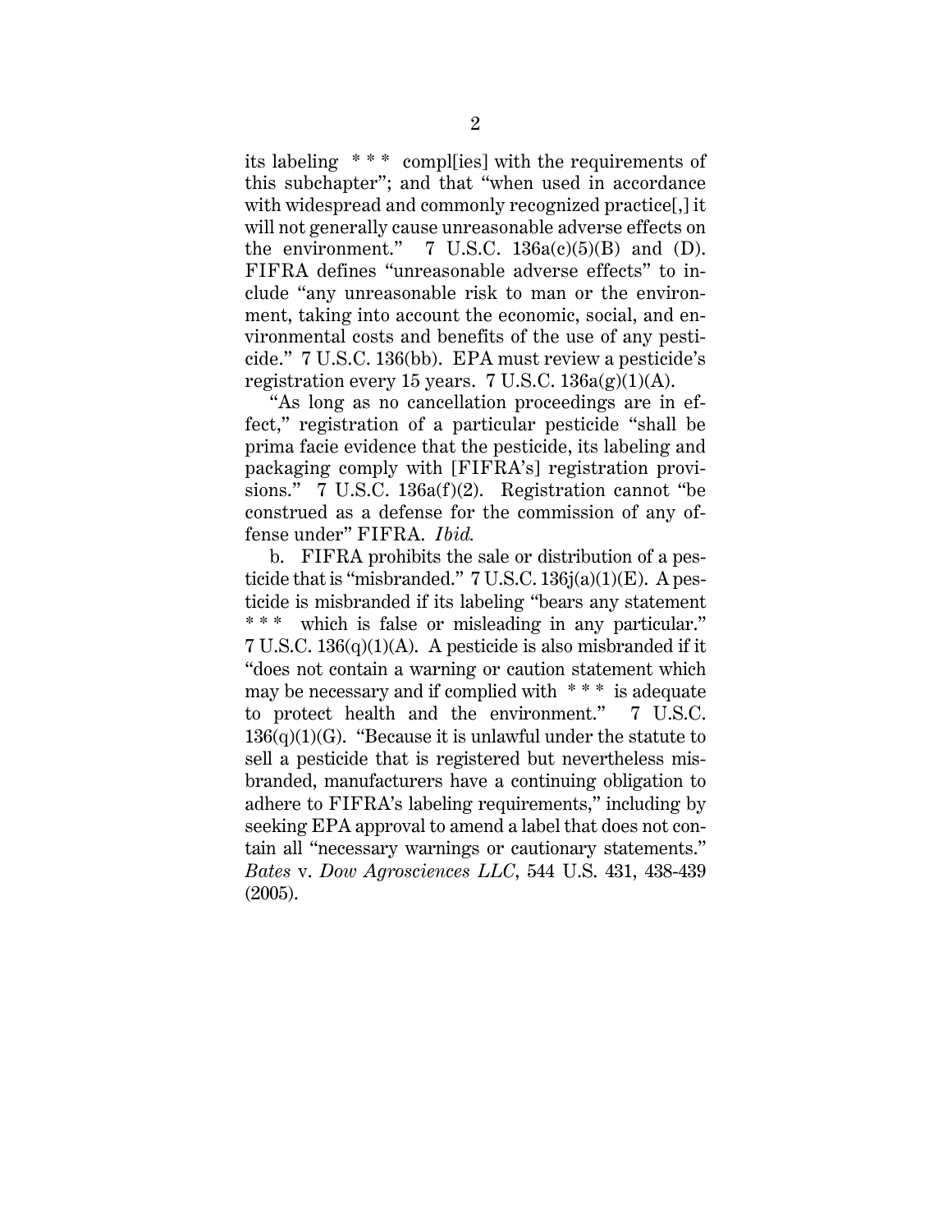its labeling * * * compl[ies] with the requirements of this subchapter"; and that "when used in accordance with widespread and commonly recognized practice[,] it will not generally cause unreasonable adverse effects on the environment." 7 U.S.C. 136a(c)(5)(B) and (D). FIFRA defines "unreasonable adverse effects" to include "any unreasonable risk to man or the environment, taking into account the economic, social, and environmental costs and benefits of the use of any pesticide." 7 U.S.C. 136(bb). EPA must review a pesticide's registration every 15 years. 7 U.S.C. 136a(g)(1)(A).

"As long as no cancellation proceedings are in effect," registration of a particular pesticide "shall be prima facie evidence that the pesticide, its labeling and packaging comply with [FIFRA's] registration provisions." 7 U.S.C. 136a(f)(2). Registration cannot "be construed as a defense for the commission of any offense under" FIFRA. *Ibid.*

b. FIFRA prohibits the sale or distribution of a pesticide that is "misbranded." 7 U.S.C. 136j(a)(1)(E). A pesticide is misbranded if its labeling "bears any statement * * * which is false or misleading in any particular." 7 U.S.C. 136(q)(1)(A). A pesticide is also misbranded if it "does not contain a warning or caution statement which may be necessary and if complied with * * * is adequate to protect health and the environment." 7 U.S.C. 136(q)(1)(G). "Because it is unlawful under the statute to sell a pesticide that is registered but nevertheless misbranded, manufacturers have a continuing obligation to adhere to FIFRA's labeling requirements," including by seeking EPA approval to amend a label that does not contain all "necessary warnings or cautionary statements." *Bates* v. *Dow Agrosciences LLC*, 544 U.S. 431, 438-439 (2005).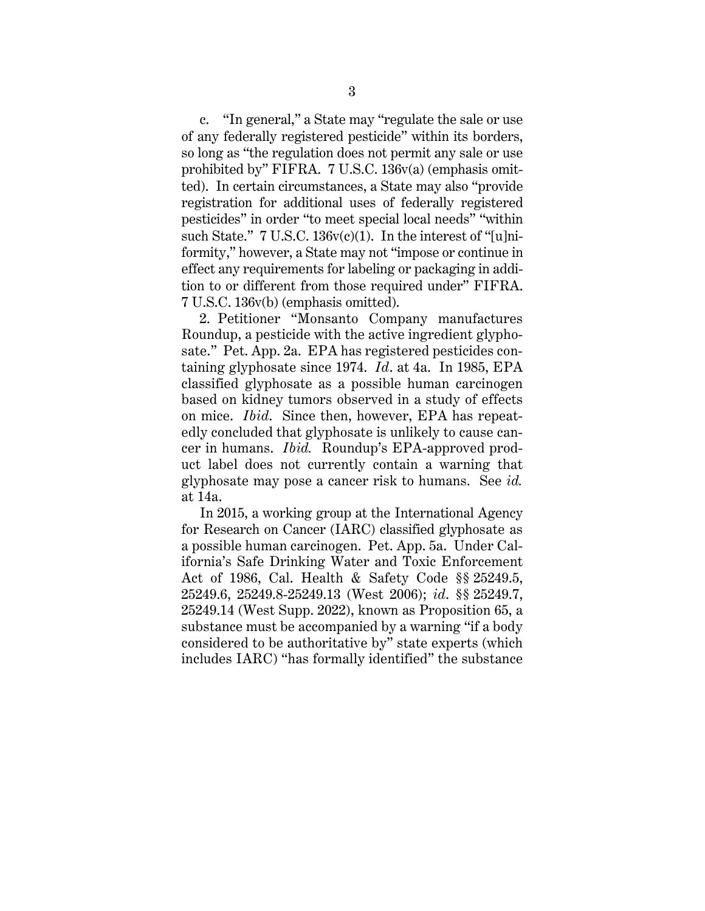c. "In general," a State may "regulate the sale or use of any federally registered pesticide" within its borders, so long as "the regulation does not permit any sale or use prohibited by" FIFRA. 7 U.S.C. 136v(a) (emphasis omitted). In certain circumstances, a State may also "provide registration for additional uses of federally registered pesticides" in order "to meet special local needs" "within such State." 7 U.S.C. 136v(c)(1). In the interest of "[u]niformity," however, a State may not "impose or continue in effect any requirements for labeling or packaging in addition to or different from those required under" FIFRA. 7 U.S.C. 136v(b) (emphasis omitted).

2. Petitioner "Monsanto Company manufactures Roundup, a pesticide with the active ingredient glyphosate." Pet. App. 2a. EPA has registered pesticides containing glyphosate since 1974. *Id*. at 4a. In 1985, EPA classified glyphosate as a possible human carcinogen based on kidney tumors observed in a study of effects on mice. *Ibid*. Since then, however, EPA has repeatedly concluded that glyphosate is unlikely to cause cancer in humans. *Ibid.* Roundup's EPA-approved product label does not currently contain a warning that glyphosate may pose a cancer risk to humans. See *id.* at 14a.

In 2015, a working group at the International Agency for Research on Cancer (IARC) classified glyphosate as a possible human carcinogen. Pet. App. 5a. Under California's Safe Drinking Water and Toxic Enforcement Act of 1986, Cal. Health & Safety Code §§ 25249.5, 25249.6, 25249.8-25249.13 (West 2006); *id.* §§ 25249.7, 25249.14 (West Supp. 2022), known as Proposition 65, a substance must be accompanied by a warning "if a body considered to be authoritative by" state experts (which includes IARC) "has formally identified" the substance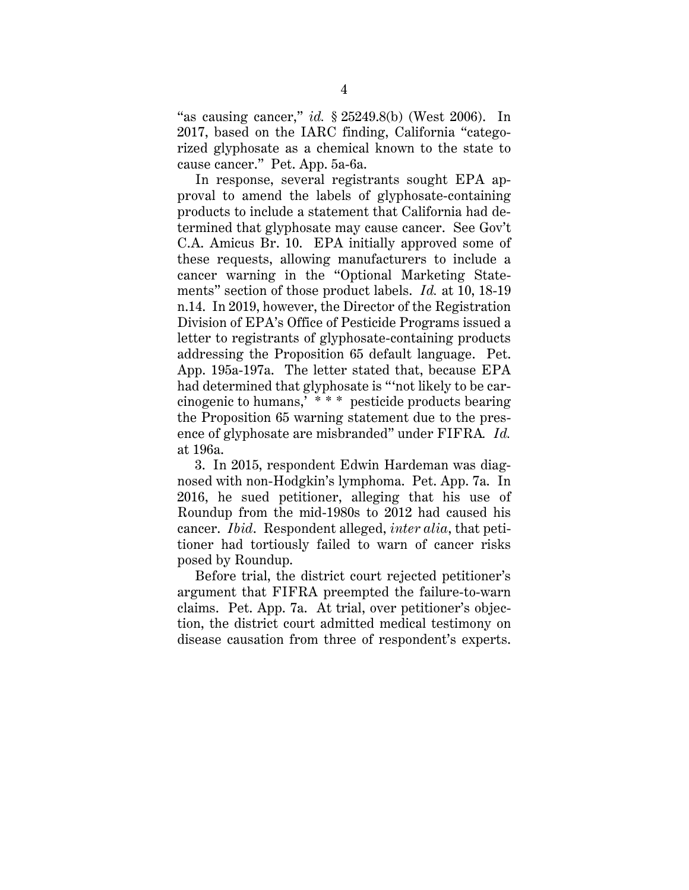"as causing cancer," *id.* § 25249.8(b) (West 2006). In 2017, based on the IARC finding, California "categorized glyphosate as a chemical known to the state to cause cancer." Pet. App. 5a-6a.

In response, several registrants sought EPA approval to amend the labels of glyphosate-containing products to include a statement that California had determined that glyphosate may cause cancer. See Gov't C.A. Amicus Br. 10. EPA initially approved some of these requests, allowing manufacturers to include a cancer warning in the "Optional Marketing Statements" section of those product labels. *Id.* at 10, 18-19 n.14. In 2019, however, the Director of the Registration Division of EPA's Office of Pesticide Programs issued a letter to registrants of glyphosate-containing products addressing the Proposition 65 default language. Pet. App. 195a-197a. The letter stated that, because EPA had determined that glyphosate is "'not likely to be carcinogenic to humans,' * * * pesticide products bearing the Proposition 65 warning statement due to the presence of glyphosate are misbranded" under FIFRA. *Id.* at 196a.

3. In 2015, respondent Edwin Hardeman was diagnosed with non-Hodgkin's lymphoma. Pet. App. 7a. In 2016, he sued petitioner, alleging that his use of Roundup from the mid-1980s to 2012 had caused his cancer. *Ibid.* Respondent alleged, *inter alia*, that petitioner had tortiously failed to warn of cancer risks posed by Roundup.

Before trial, the district court rejected petitioner's argument that FIFRA preempted the failure-to-warn claims. Pet. App. 7a. At trial, over petitioner's objection, the district court admitted medical testimony on disease causation from three of respondent's experts.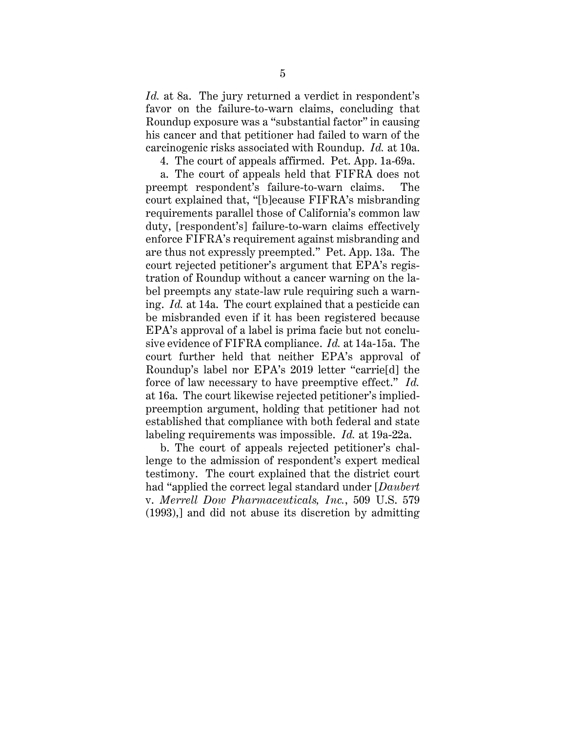*Id.* at 8a. The jury returned a verdict in respondent's favor on the failure-to-warn claims, concluding that Roundup exposure was a "substantial factor" in causing his cancer and that petitioner had failed to warn of the carcinogenic risks associated with Roundup. *Id.* at 10a.

4. The court of appeals affirmed. Pet. App. 1a-69a.

a. The court of appeals held that FIFRA does not preempt respondent's failure-to-warn claims. The court explained that, "[b]ecause FIFRA's misbranding requirements parallel those of California's common law duty, [respondent's] failure-to-warn claims effectively enforce FIFRA's requirement against misbranding and are thus not expressly preempted." Pet. App. 13a. The court rejected petitioner's argument that EPA's registration of Roundup without a cancer warning on the label preempts any state-law rule requiring such a warning. *Id.* at 14a. The court explained that a pesticide can be misbranded even if it has been registered because EPA's approval of a label is prima facie but not conclusive evidence of FIFRA compliance. *Id.* at 14a-15a. The court further held that neither EPA's approval of Roundup's label nor EPA's 2019 letter "carrie[d] the force of law necessary to have preemptive effect." *Id.* at 16a. The court likewise rejected petitioner's implied-preemption argument, holding that petitioner had not established that compliance with both federal and state labeling requirements was impossible. *Id.* at 19a-22a.

b. The court of appeals rejected petitioner's challenge to the admission of respondent's expert medical testimony. The court explained that the district court had "applied the correct legal standard under [*Daubert* v. *Merrell Dow Pharmaceuticals, Inc.*, 509 U.S. 579 (1993),] and did not abuse its discretion by admitting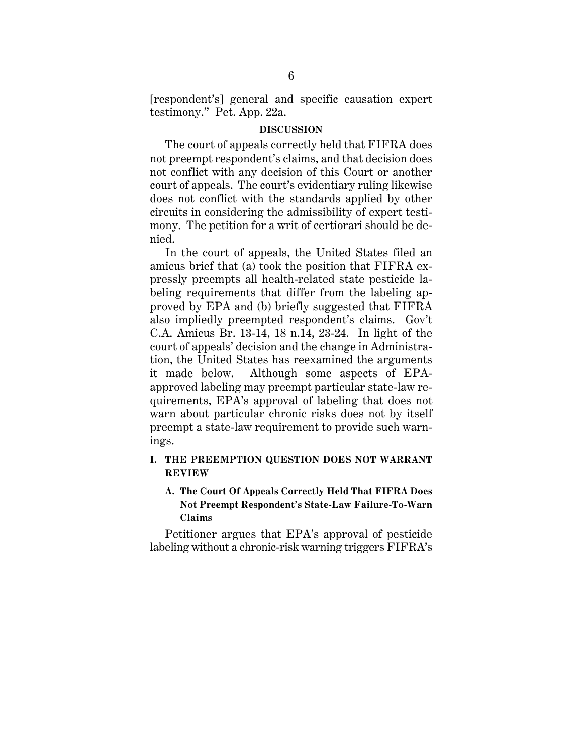[respondent's] general and specific causation expert testimony." Pet. App. 22a.

## DISCUSSION

The court of appeals correctly held that FIFRA does not preempt respondent's claims, and that decision does not conflict with any decision of this Court or another court of appeals. The court's evidentiary ruling likewise does not conflict with the standards applied by other circuits in considering the admissibility of expert testimony. The petition for a writ of certiorari should be denied.

In the court of appeals, the United States filed an amicus brief that (a) took the position that FIFRA expressly preempts all health-related state pesticide labeling requirements that differ from the labeling approved by EPA and (b) briefly suggested that FIFRA also impliedly preempted respondent's claims. Gov't C.A. Amicus Br. 13-14, 18 n.14, 23-24. In light of the court of appeals' decision and the change in Administration, the United States has reexamined the arguments it made below. Although some aspects of EPA-approved labeling may preempt particular state-law requirements, EPA's approval of labeling that does not warn about particular chronic risks does not by itself preempt a state-law requirement to provide such warnings.

### I. THE PREEMPTION QUESTION DOES NOT WARRANT REVIEW

#### A. The Court Of Appeals Correctly Held That FIFRA Does Not Preempt Respondent's State-Law Failure-To-Warn Claims

Petitioner argues that EPA's approval of pesticide labeling without a chronic-risk warning triggers FIFRA's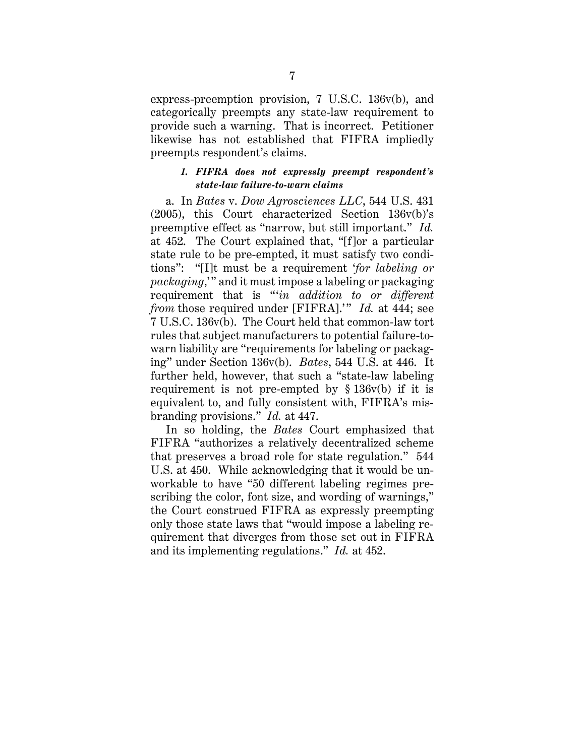express-preemption provision, 7 U.S.C. 136v(b), and categorically preempts any state-law requirement to provide such a warning. That is incorrect. Petitioner likewise has not established that FIFRA impliedly preempts respondent's claims.

### *1. FIFRA does not expressly preempt respondent's state-law failure-to-warn claims*

a. In *Bates* v. *Dow Agrosciences LLC*, 544 U.S. 431 (2005), this Court characterized Section 136v(b)'s preemptive effect as "narrow, but still important." *Id.* at 452. The Court explained that, "[f]or a particular state rule to be pre-empted, it must satisfy two conditions": "[I]t must be a requirement '*for labeling or packaging*,'" and it must impose a labeling or packaging requirement that is "'*in addition to or different from* those required under [FIFRA].'" *Id.* at 444; see 7 U.S.C. 136v(b). The Court held that common-law tort rules that subject manufacturers to potential failure-to-warn liability are "requirements for labeling or packaging" under Section 136v(b). *Bates*, 544 U.S. at 446. It further held, however, that such a "state-law labeling requirement is not pre-empted by § 136v(b) if it is equivalent to, and fully consistent with, FIFRA's misbranding provisions." *Id.* at 447.

In so holding, the *Bates* Court emphasized that FIFRA "authorizes a relatively decentralized scheme that preserves a broad role for state regulation." 544 U.S. at 450. While acknowledging that it would be unworkable to have "50 different labeling regimes prescribing the color, font size, and wording of warnings," the Court construed FIFRA as expressly preempting only those state laws that "would impose a labeling requirement that diverges from those set out in FIFRA and its implementing regulations." *Id.* at 452.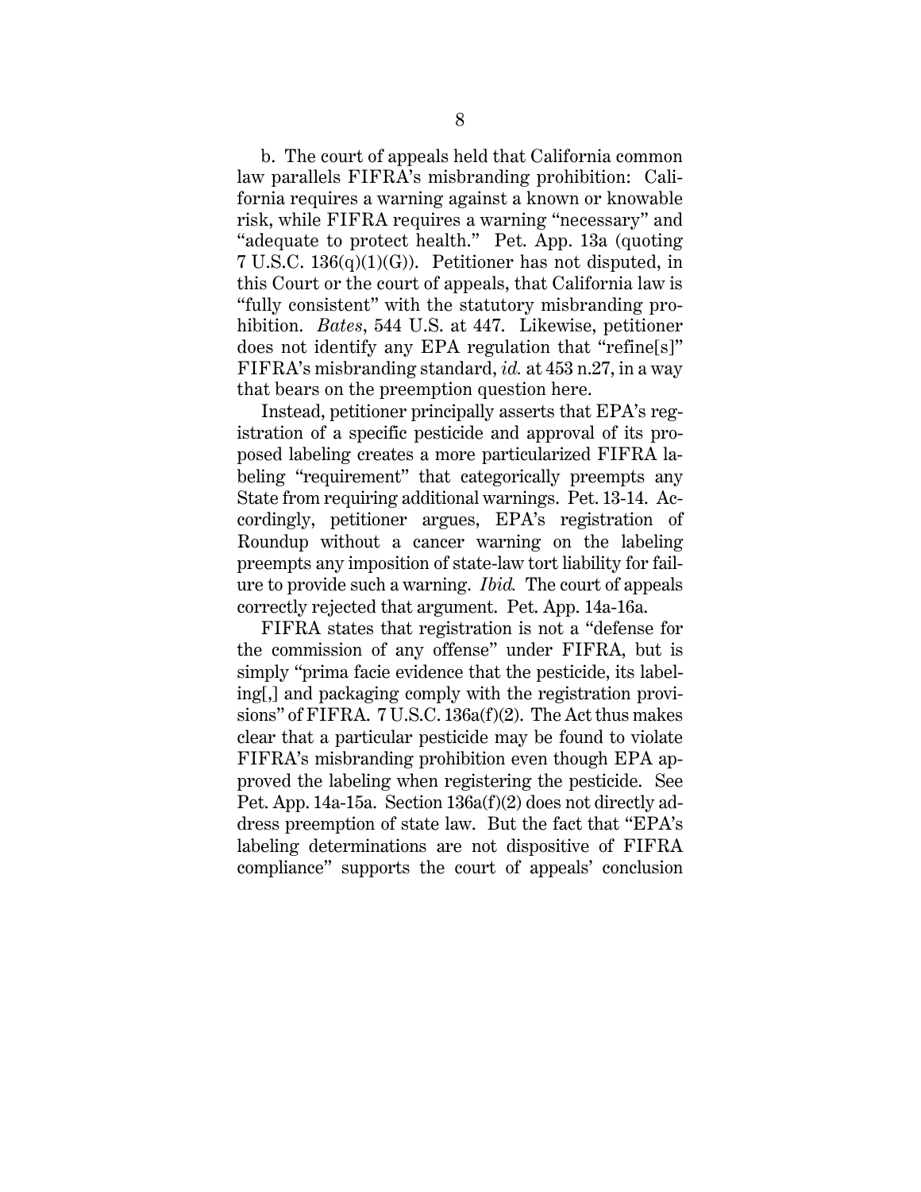b. The court of appeals held that California common law parallels FIFRA's misbranding prohibition: California requires a warning against a known or knowable risk, while FIFRA requires a warning "necessary" and "adequate to protect health." Pet. App. 13a (quoting 7 U.S.C. 136(q)(1)(G)). Petitioner has not disputed, in this Court or the court of appeals, that California law is "fully consistent" with the statutory misbranding prohibition. *Bates*, 544 U.S. at 447. Likewise, petitioner does not identify any EPA regulation that "refine[s]" FIFRA's misbranding standard, *id.* at 453 n.27, in a way that bears on the preemption question here.

Instead, petitioner principally asserts that EPA's registration of a specific pesticide and approval of its proposed labeling creates a more particularized FIFRA labeling "requirement" that categorically preempts any State from requiring additional warnings. Pet. 13-14. Accordingly, petitioner argues, EPA's registration of Roundup without a cancer warning on the labeling preempts any imposition of state-law tort liability for failure to provide such a warning. *Ibid.* The court of appeals correctly rejected that argument. Pet. App. 14a-16a.

FIFRA states that registration is not a "defense for the commission of any offense" under FIFRA, but is simply "prima facie evidence that the pesticide, its labeling[,] and packaging comply with the registration provisions" of FIFRA. 7 U.S.C. 136a(f)(2). The Act thus makes clear that a particular pesticide may be found to violate FIFRA's misbranding prohibition even though EPA approved the labeling when registering the pesticide. See Pet. App. 14a-15a. Section 136a(f)(2) does not directly address preemption of state law. But the fact that "EPA's labeling determinations are not dispositive of FIFRA compliance" supports the court of appeals' conclusion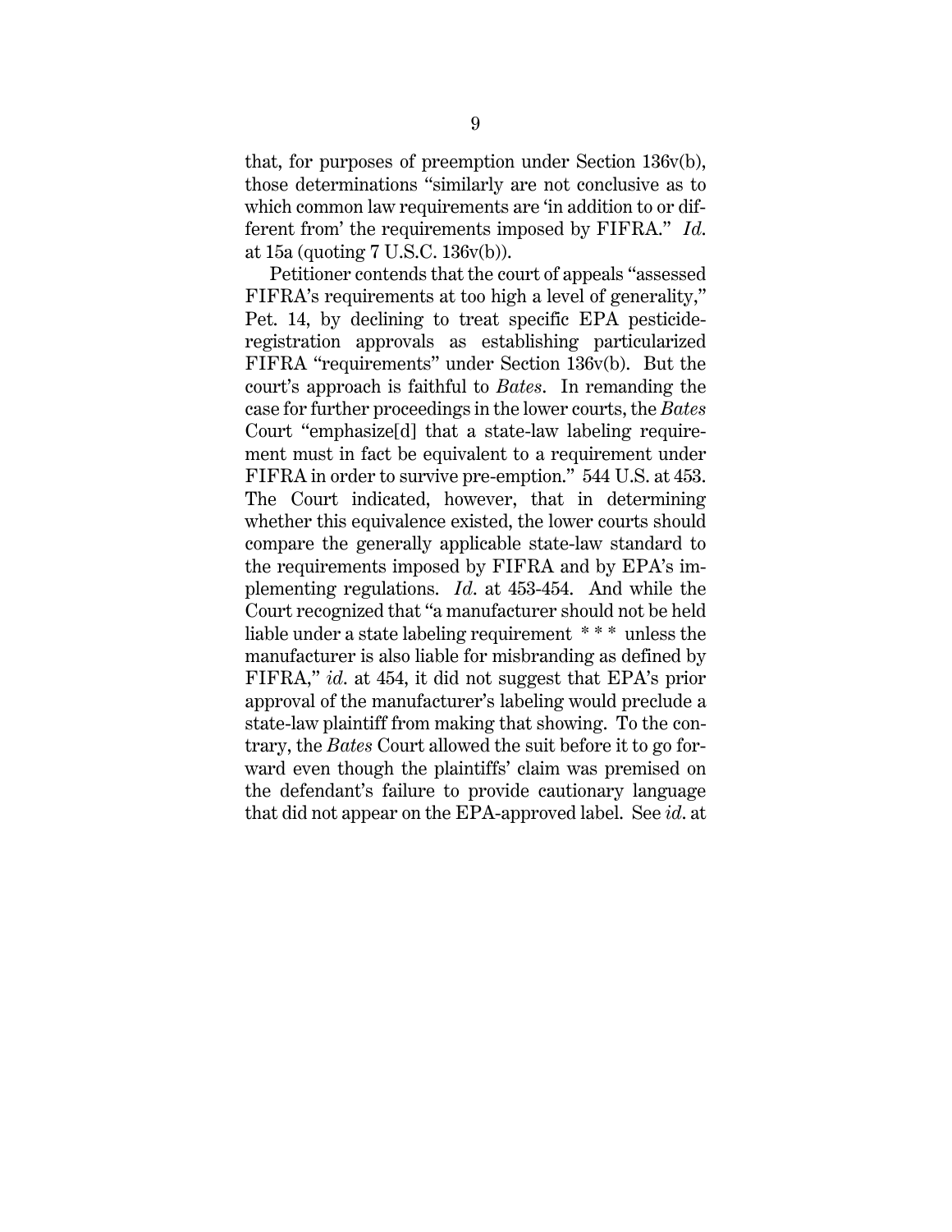that, for purposes of preemption under Section 136v(b), those determinations "similarly are not conclusive as to which common law requirements are 'in addition to or different from' the requirements imposed by FIFRA." *Id.* at 15a (quoting 7 U.S.C. 136v(b)).

Petitioner contends that the court of appeals "assessed FIFRA's requirements at too high a level of generality," Pet. 14, by declining to treat specific EPA pesticide-registration approvals as establishing particularized FIFRA "requirements" under Section 136v(b). But the court's approach is faithful to *Bates*. In remanding the case for further proceedings in the lower courts, the *Bates* Court "emphasize[d] that a state-law labeling requirement must in fact be equivalent to a requirement under FIFRA in order to survive pre-emption." 544 U.S. at 453. The Court indicated, however, that in determining whether this equivalence existed, the lower courts should compare the generally applicable state-law standard to the requirements imposed by FIFRA and by EPA's implementing regulations. *Id.* at 453-454. And while the Court recognized that "a manufacturer should not be held liable under a state labeling requirement * * * unless the manufacturer is also liable for misbranding as defined by FIFRA," *id.* at 454, it did not suggest that EPA's prior approval of the manufacturer's labeling would preclude a state-law plaintiff from making that showing. To the contrary, the *Bates* Court allowed the suit before it to go forward even though the plaintiffs' claim was premised on the defendant's failure to provide cautionary language that did not appear on the EPA-approved label. See *id.* at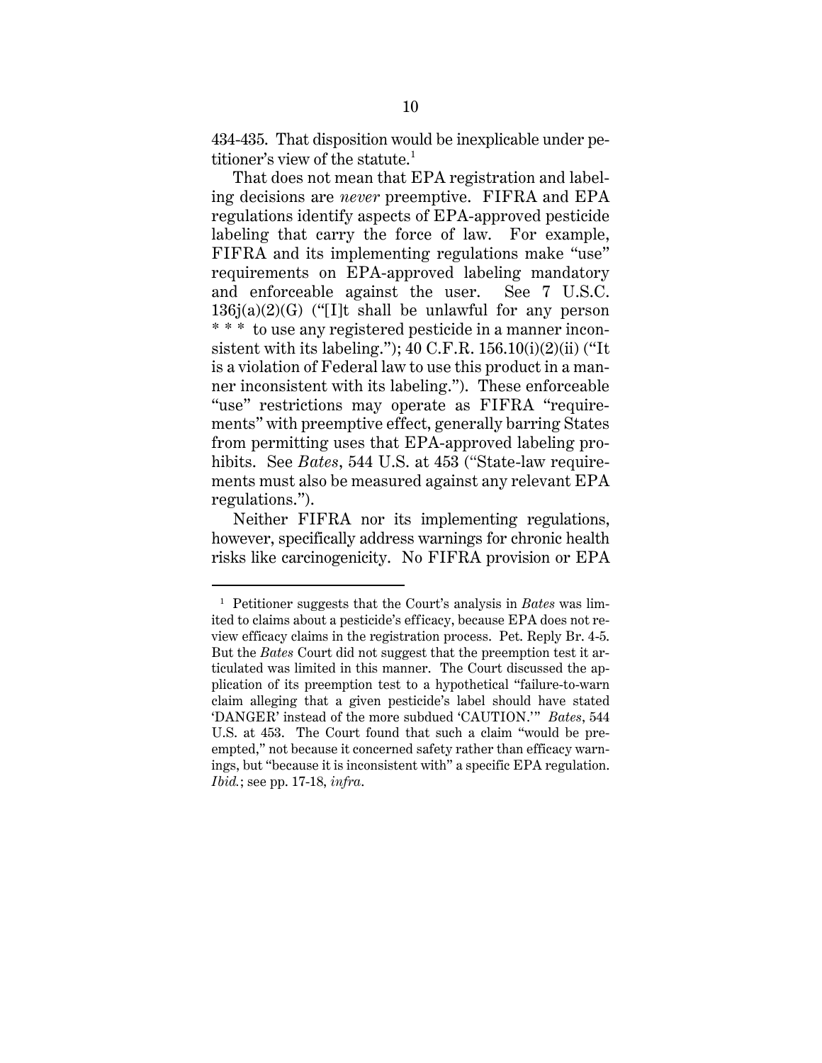434-435. That disposition would be inexplicable under petitioner's view of the statute.[1]

That does not mean that EPA registration and labeling decisions are *never* preemptive. FIFRA and EPA regulations identify aspects of EPA-approved pesticide labeling that carry the force of law. For example, FIFRA and its implementing regulations make "use" requirements on EPA-approved labeling mandatory and enforceable against the user. See 7 U.S.C. 136j(a)(2)(G) ("[I]t shall be unlawful for any person * * * to use any registered pesticide in a manner inconsistent with its labeling."); 40 C.F.R. 156.10(i)(2)(ii) ("It is a violation of Federal law to use this product in a manner inconsistent with its labeling."). These enforceable "use" restrictions may operate as FIFRA "requirements" with preemptive effect, generally barring States from permitting uses that EPA-approved labeling prohibits. See *Bates*, 544 U.S. at 453 ("State-law requirements must also be measured against any relevant EPA regulations.").

Neither FIFRA nor its implementing regulations, however, specifically address warnings for chronic health risks like carcinogenicity. No FIFRA provision or EPA

---

[1] Petitioner suggests that the Court's analysis in *Bates* was limited to claims about a pesticide's efficacy, because EPA does not review efficacy claims in the registration process. Pet. Reply Br. 4-5. But the *Bates* Court did not suggest that the preemption test it articulated was limited in this manner. The Court discussed the application of its preemption test to a hypothetical "failure-to-warn claim alleging that a given pesticide's label should have stated 'DANGER' instead of the more subdued 'CAUTION.'" *Bates*, 544 U.S. at 453. The Court found that such a claim "would be preempted," not because it concerned safety rather than efficacy warnings, but "because it is inconsistent with" a specific EPA regulation. *Ibid.*; see pp. 17-18, *infra*.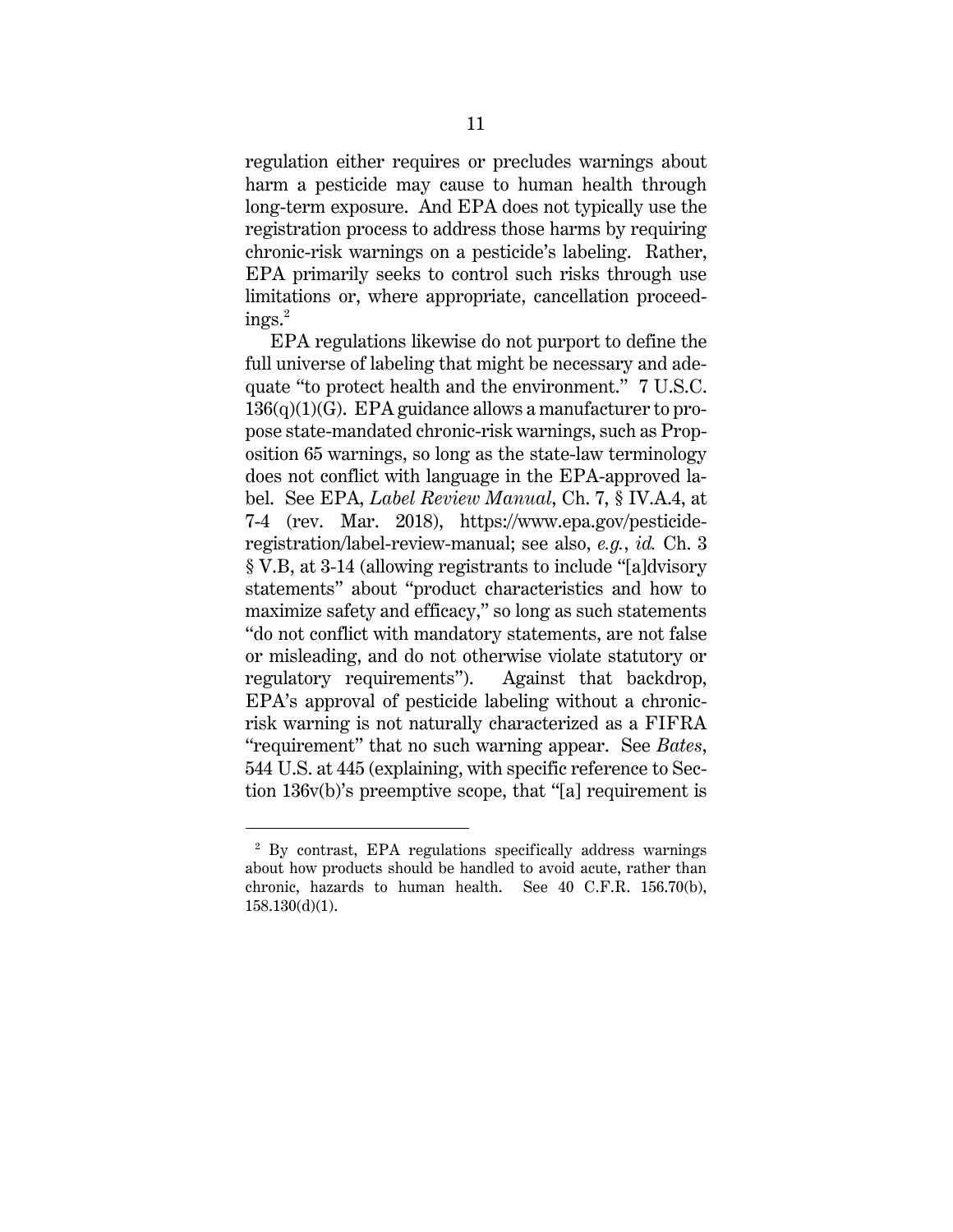regulation either requires or precludes warnings about harm a pesticide may cause to human health through long-term exposure. And EPA does not typically use the registration process to address those harms by requiring chronic-risk warnings on a pesticide's labeling. Rather, EPA primarily seeks to control such risks through use limitations or, where appropriate, cancellation proceedings.[2]

EPA regulations likewise do not purport to define the full universe of labeling that might be necessary and adequate "to protect health and the environment." 7 U.S.C. 136(q)(1)(G). EPA guidance allows a manufacturer to propose state-mandated chronic-risk warnings, such as Proposition 65 warnings, so long as the state-law terminology does not conflict with language in the EPA-approved label. See EPA, *Label Review Manual*, Ch. 7, § IV.A.4, at 7-4 (rev. Mar. 2018), https://www.epa.gov/pesticide-registration/label-review-manual; see also, *e.g.*, *id.* Ch. 3 § V.B, at 3-14 (allowing registrants to include "[a]dvisory statements" about "product characteristics and how to maximize safety and efficacy," so long as such statements "do not conflict with mandatory statements, are not false or misleading, and do not otherwise violate statutory or regulatory requirements"). Against that backdrop, EPA's approval of pesticide labeling without a chronic-risk warning is not naturally characterized as a FIFRA "requirement" that no such warning appear. See *Bates*, 544 U.S. at 445 (explaining, with specific reference to Section 136v(b)'s preemptive scope, that "[a] requirement is

[2] By contrast, EPA regulations specifically address warnings about how products should be handled to avoid acute, rather than chronic, hazards to human health. See 40 C.F.R. 156.70(b), 158.130(d)(1).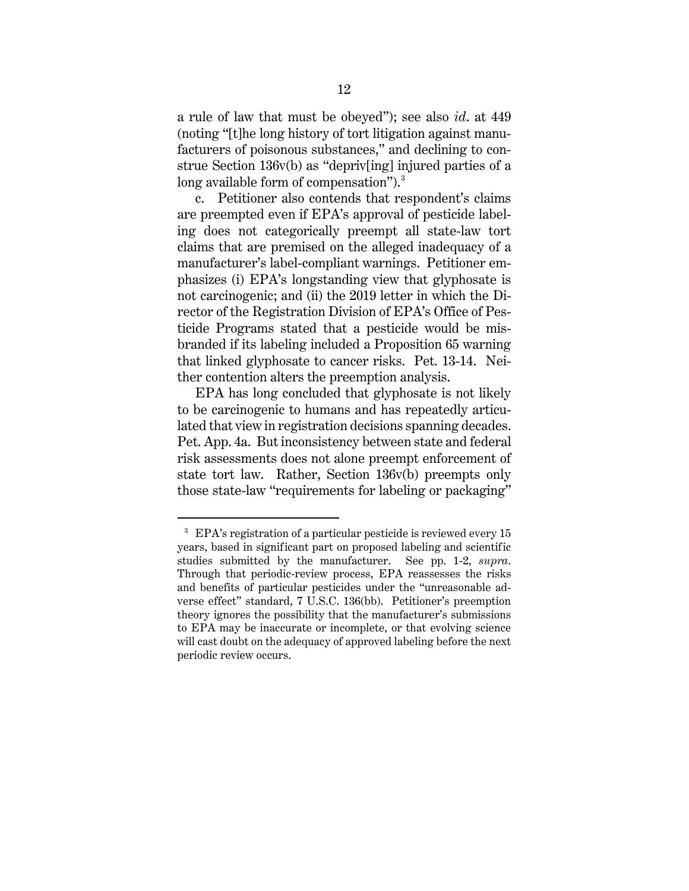a rule of law that must be obeyed"); see also *id*. at 449 (noting "[t]he long history of tort litigation against manufacturers of poisonous substances," and declining to construe Section 136v(b) as "depriv[ing] injured parties of a long available form of compensation").[3]

c. Petitioner also contends that respondent's claims are preempted even if EPA's approval of pesticide labeling does not categorically preempt all state-law tort claims that are premised on the alleged inadequacy of a manufacturer's label-compliant warnings. Petitioner emphasizes (i) EPA's longstanding view that glyphosate is not carcinogenic; and (ii) the 2019 letter in which the Director of the Registration Division of EPA's Office of Pesticide Programs stated that a pesticide would be misbranded if its labeling included a Proposition 65 warning that linked glyphosate to cancer risks. Pet. 13-14. Neither contention alters the preemption analysis.

EPA has long concluded that glyphosate is not likely to be carcinogenic to humans and has repeatedly articulated that view in registration decisions spanning decades. Pet. App. 4a. But inconsistency between state and federal risk assessments does not alone preempt enforcement of state tort law. Rather, Section 136v(b) preempts only those state-law "requirements for labeling or packaging"

[3] EPA's registration of a particular pesticide is reviewed every 15 years, based in significant part on proposed labeling and scientific studies submitted by the manufacturer. See pp. 1-2, *supra*. Through that periodic-review process, EPA reassesses the risks and benefits of particular pesticides under the "unreasonable adverse effect" standard, 7 U.S.C. 136(bb). Petitioner's preemption theory ignores the possibility that the manufacturer's submissions to EPA may be inaccurate or incomplete, or that evolving science will cast doubt on the adequacy of approved labeling before the next periodic review occurs.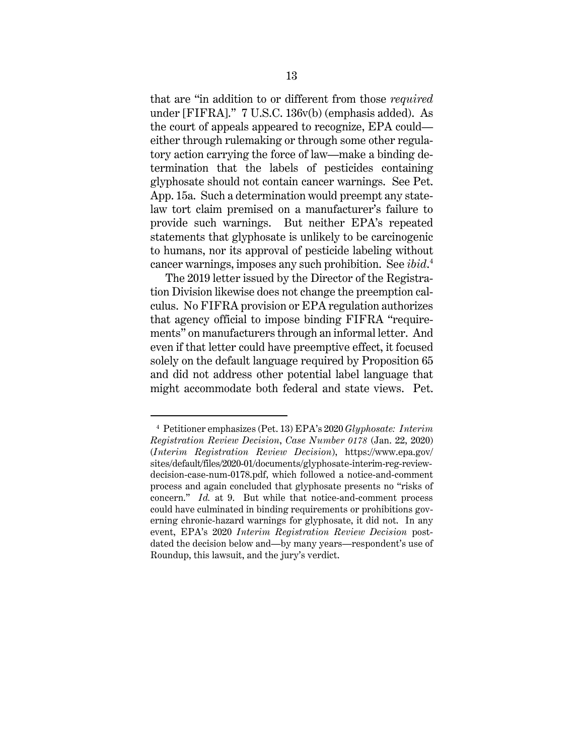that are "in addition to or different from those *required* under [FIFRA]." 7 U.S.C. 136v(b) (emphasis added). As the court of appeals appeared to recognize, EPA could—either through rulemaking or through some other regulatory action carrying the force of law—make a binding determination that the labels of pesticides containing glyphosate should not contain cancer warnings. See Pet. App. 15a. Such a determination would preempt any state-law tort claim premised on a manufacturer's failure to provide such warnings. But neither EPA's repeated statements that glyphosate is unlikely to be carcinogenic to humans, nor its approval of pesticide labeling without cancer warnings, imposes any such prohibition. See *ibid*.[4]

The 2019 letter issued by the Director of the Registration Division likewise does not change the preemption calculus. No FIFRA provision or EPA regulation authorizes that agency official to impose binding FIFRA "requirements" on manufacturers through an informal letter. And even if that letter could have preemptive effect, it focused solely on the default language required by Proposition 65 and did not address other potential label language that might accommodate both federal and state views. Pet.

---

[4] Petitioner emphasizes (Pet. 13) EPA's 2020 *Glyphosate: Interim Registration Review Decision, Case Number 0178* (Jan. 22, 2020) (*Interim Registration Review Decision*), https://www.epa.gov/sites/default/files/2020-01/documents/glyphosate-interim-reg-review-decision-case-num-0178.pdf, which followed a notice-and-comment process and again concluded that glyphosate presents no "risks of concern." *Id.* at 9. But while that notice-and-comment process could have culminated in binding requirements or prohibitions governing chronic-hazard warnings for glyphosate, it did not. In any event, EPA's 2020 *Interim Registration Review Decision* postdated the decision below and—by many years—respondent's use of Roundup, this lawsuit, and the jury's verdict.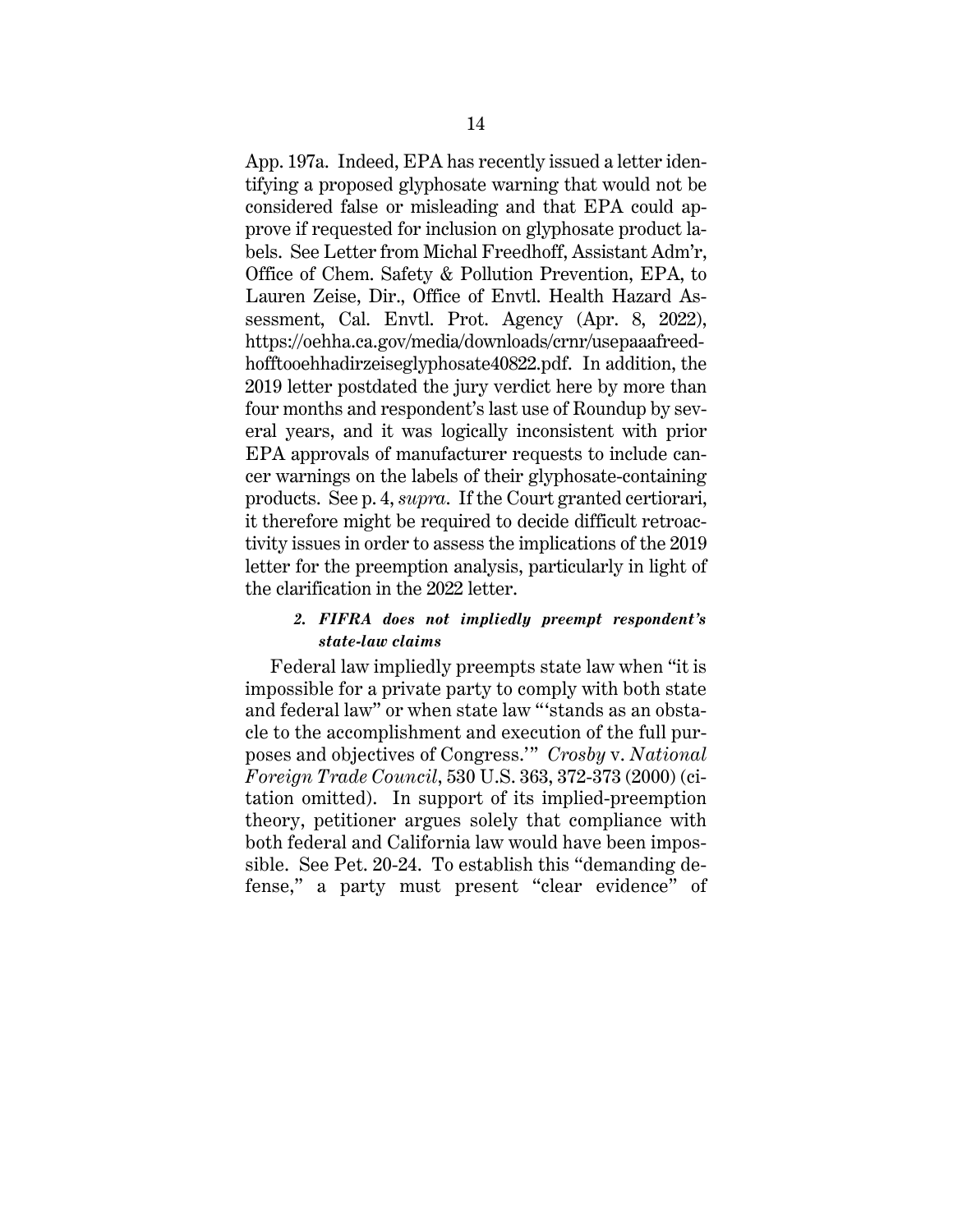App. 197a. Indeed, EPA has recently issued a letter identifying a proposed glyphosate warning that would not be considered false or misleading and that EPA could approve if requested for inclusion on glyphosate product labels. See Letter from Michal Freedhoff, Assistant Adm'r, Office of Chem. Safety & Pollution Prevention, EPA, to Lauren Zeise, Dir., Office of Envtl. Health Hazard Assessment, Cal. Envtl. Prot. Agency (Apr. 8, 2022), https://oehha.ca.gov/media/downloads/crnr/usepaaafreedhofftooehhadirzeiseglyphosate40822.pdf. In addition, the 2019 letter postdated the jury verdict here by more than four months and respondent's last use of Roundup by several years, and it was logically inconsistent with prior EPA approvals of manufacturer requests to include cancer warnings on the labels of their glyphosate-containing products. See p. 4, *supra*. If the Court granted certiorari, it therefore might be required to decide difficult retroactivity issues in order to assess the implications of the 2019 letter for the preemption analysis, particularly in light of the clarification in the 2022 letter.

#### *2. FIFRA does not impliedly preempt respondent's state-law claims*

Federal law impliedly preempts state law when "it is impossible for a private party to comply with both state and federal law" or when state law "'stands as an obstacle to the accomplishment and execution of the full purposes and objectives of Congress.'" *Crosby* v. *National Foreign Trade Council*, 530 U.S. 363, 372-373 (2000) (citation omitted). In support of its implied-preemption theory, petitioner argues solely that compliance with both federal and California law would have been impossible. See Pet. 20-24. To establish this "demanding defense," a party must present "clear evidence" of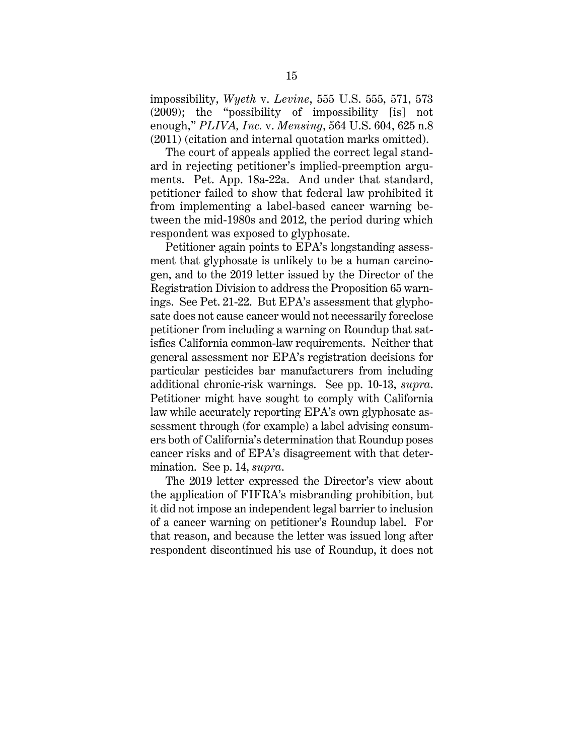impossibility, *Wyeth* v. *Levine*, 555 U.S. 555, 571, 573 (2009); the "possibility of impossibility [is] not enough," *PLIVA, Inc.* v. *Mensing*, 564 U.S. 604, 625 n.8 (2011) (citation and internal quotation marks omitted).

The court of appeals applied the correct legal standard in rejecting petitioner's implied-preemption arguments. Pet. App. 18a-22a. And under that standard, petitioner failed to show that federal law prohibited it from implementing a label-based cancer warning between the mid-1980s and 2012, the period during which respondent was exposed to glyphosate.

Petitioner again points to EPA's longstanding assessment that glyphosate is unlikely to be a human carcinogen, and to the 2019 letter issued by the Director of the Registration Division to address the Proposition 65 warnings. See Pet. 21-22. But EPA's assessment that glyphosate does not cause cancer would not necessarily foreclose petitioner from including a warning on Roundup that satisfies California common-law requirements. Neither that general assessment nor EPA's registration decisions for particular pesticides bar manufacturers from including additional chronic-risk warnings. See pp. 10-13, *supra*. Petitioner might have sought to comply with California law while accurately reporting EPA's own glyphosate assessment through (for example) a label advising consumers both of California's determination that Roundup poses cancer risks and of EPA's disagreement with that determination. See p. 14, *supra*.

The 2019 letter expressed the Director's view about the application of FIFRA's misbranding prohibition, but it did not impose an independent legal barrier to inclusion of a cancer warning on petitioner's Roundup label. For that reason, and because the letter was issued long after respondent discontinued his use of Roundup, it does not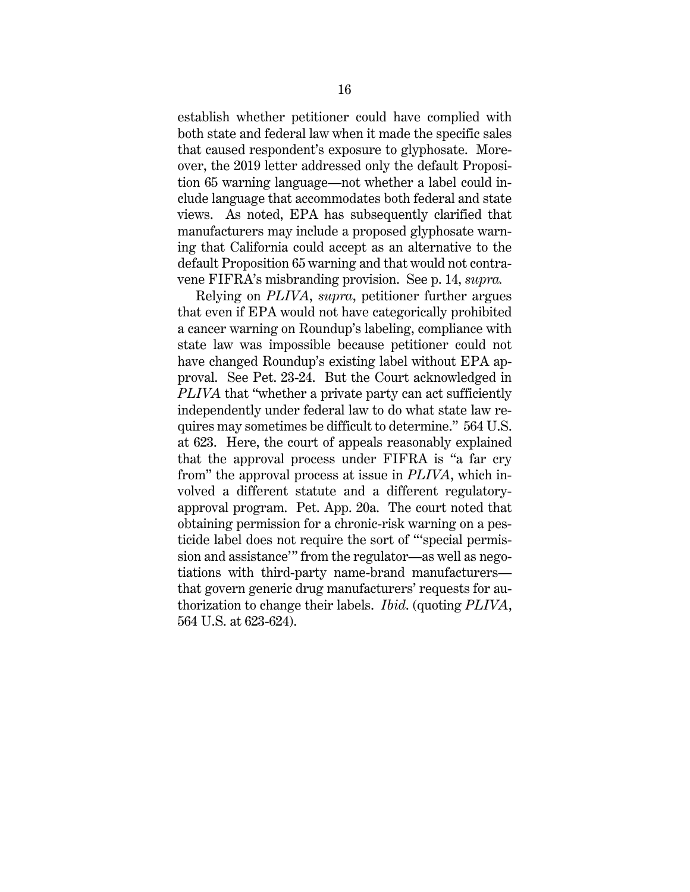establish whether petitioner could have complied with both state and federal law when it made the specific sales that caused respondent's exposure to glyphosate. Moreover, the 2019 letter addressed only the default Proposition 65 warning language—not whether a label could include language that accommodates both federal and state views. As noted, EPA has subsequently clarified that manufacturers may include a proposed glyphosate warning that California could accept as an alternative to the default Proposition 65 warning and that would not contravene FIFRA's misbranding provision. See p. 14, *supra.*

Relying on *PLIVA*, *supra*, petitioner further argues that even if EPA would not have categorically prohibited a cancer warning on Roundup's labeling, compliance with state law was impossible because petitioner could not have changed Roundup's existing label without EPA approval. See Pet. 23-24. But the Court acknowledged in *PLIVA* that "whether a private party can act sufficiently independently under federal law to do what state law requires may sometimes be difficult to determine." 564 U.S. at 623. Here, the court of appeals reasonably explained that the approval process under FIFRA is "a far cry from" the approval process at issue in *PLIVA*, which involved a different statute and a different regulatory-approval program. Pet. App. 20a. The court noted that obtaining permission for a chronic-risk warning on a pesticide label does not require the sort of "'special permission and assistance'" from the regulator—as well as negotiations with third-party name-brand manufacturers—that govern generic drug manufacturers' requests for authorization to change their labels. *Ibid.* (quoting *PLIVA*, 564 U.S. at 623-624).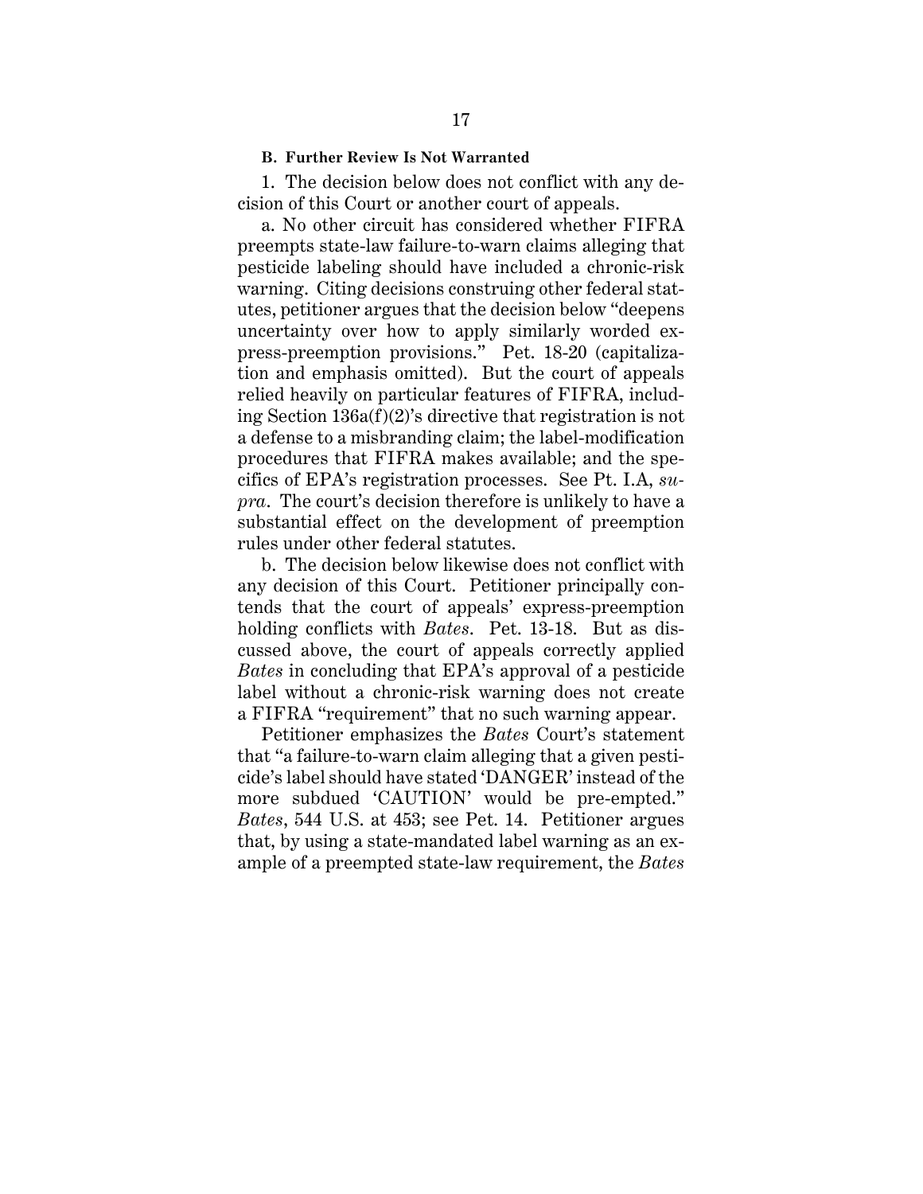### B. Further Review Is Not Warranted

1. The decision below does not conflict with any decision of this Court or another court of appeals.

a. No other circuit has considered whether FIFRA preempts state-law failure-to-warn claims alleging that pesticide labeling should have included a chronic-risk warning. Citing decisions construing other federal statutes, petitioner argues that the decision below "deepens uncertainty over how to apply similarly worded express-preemption provisions." Pet. 18-20 (capitalization and emphasis omitted). But the court of appeals relied heavily on particular features of FIFRA, including Section 136a(f)(2)'s directive that registration is not a defense to a misbranding claim; the label-modification procedures that FIFRA makes available; and the specifics of EPA's registration processes. See Pt. I.A, *supra*. The court's decision therefore is unlikely to have a substantial effect on the development of preemption rules under other federal statutes.

b. The decision below likewise does not conflict with any decision of this Court. Petitioner principally contends that the court of appeals' express-preemption holding conflicts with *Bates*. Pet. 13-18. But as discussed above, the court of appeals correctly applied *Bates* in concluding that EPA's approval of a pesticide label without a chronic-risk warning does not create a FIFRA "requirement" that no such warning appear.

Petitioner emphasizes the *Bates* Court's statement that "a failure-to-warn claim alleging that a given pesticide's label should have stated 'DANGER' instead of the more subdued 'CAUTION' would be pre-empted." *Bates*, 544 U.S. at 453; see Pet. 14. Petitioner argues that, by using a state-mandated label warning as an example of a preempted state-law requirement, the *Bates*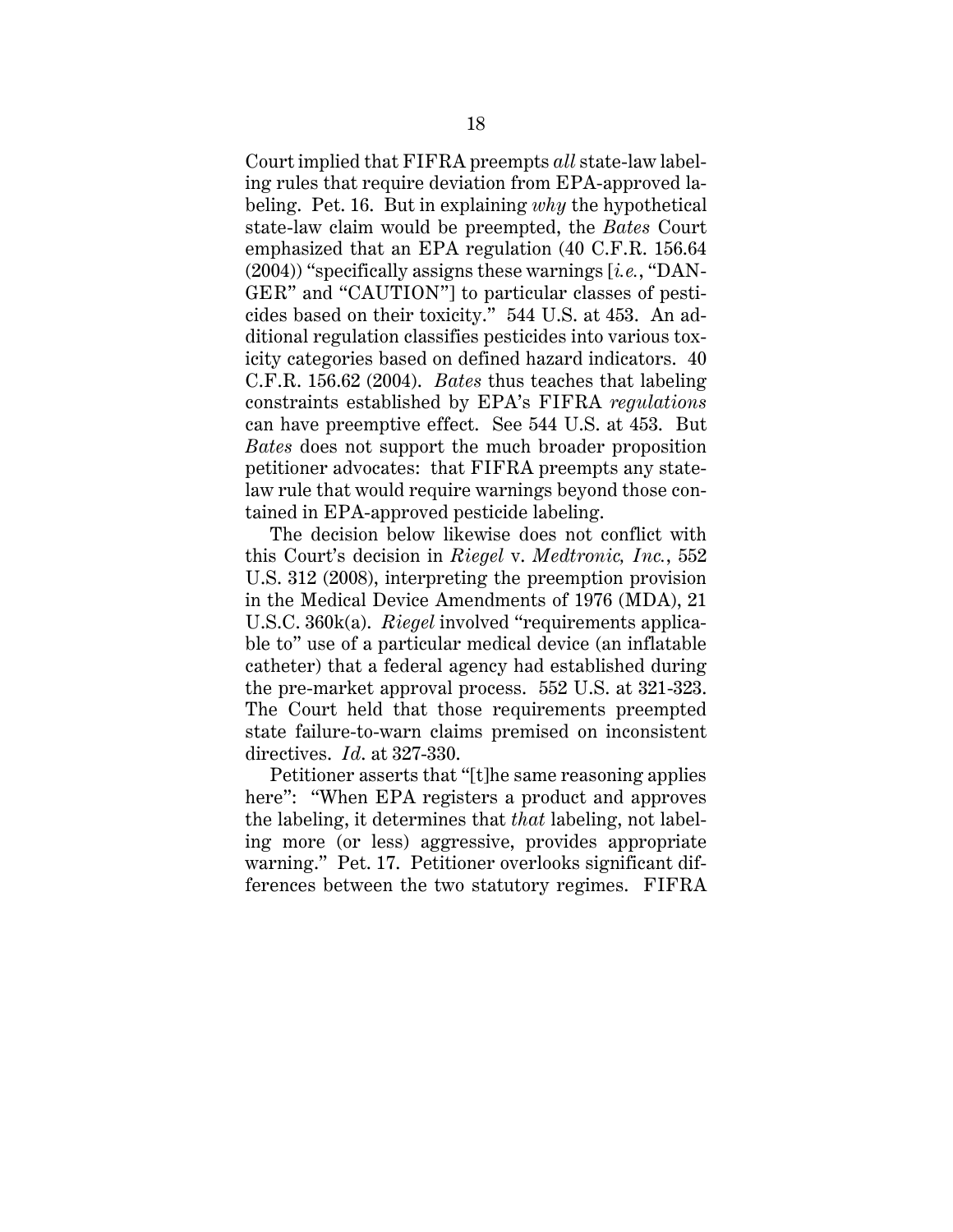Court implied that FIFRA preempts *all* state-law labeling rules that require deviation from EPA-approved labeling. Pet. 16. But in explaining *why* the hypothetical state-law claim would be preempted, the *Bates* Court emphasized that an EPA regulation (40 C.F.R. 156.64 (2004)) "specifically assigns these warnings [*i.e.*, "DANGER" and "CAUTION"] to particular classes of pesticides based on their toxicity." 544 U.S. at 453. An additional regulation classifies pesticides into various toxicity categories based on defined hazard indicators. 40 C.F.R. 156.62 (2004). *Bates* thus teaches that labeling constraints established by EPA's FIFRA *regulations* can have preemptive effect. See 544 U.S. at 453. But *Bates* does not support the much broader proposition petitioner advocates: that FIFRA preempts any state-law rule that would require warnings beyond those contained in EPA-approved pesticide labeling.

The decision below likewise does not conflict with this Court's decision in *Riegel* v. *Medtronic, Inc.*, 552 U.S. 312 (2008), interpreting the preemption provision in the Medical Device Amendments of 1976 (MDA), 21 U.S.C. 360k(a). *Riegel* involved "requirements applicable to" use of a particular medical device (an inflatable catheter) that a federal agency had established during the pre-market approval process. 552 U.S. at 321-323. The Court held that those requirements preempted state failure-to-warn claims premised on inconsistent directives. *Id.* at 327-330.

Petitioner asserts that "[t]he same reasoning applies here": "When EPA registers a product and approves the labeling, it determines that *that* labeling, not labeling more (or less) aggressive, provides appropriate warning." Pet. 17. Petitioner overlooks significant differences between the two statutory regimes. FIFRA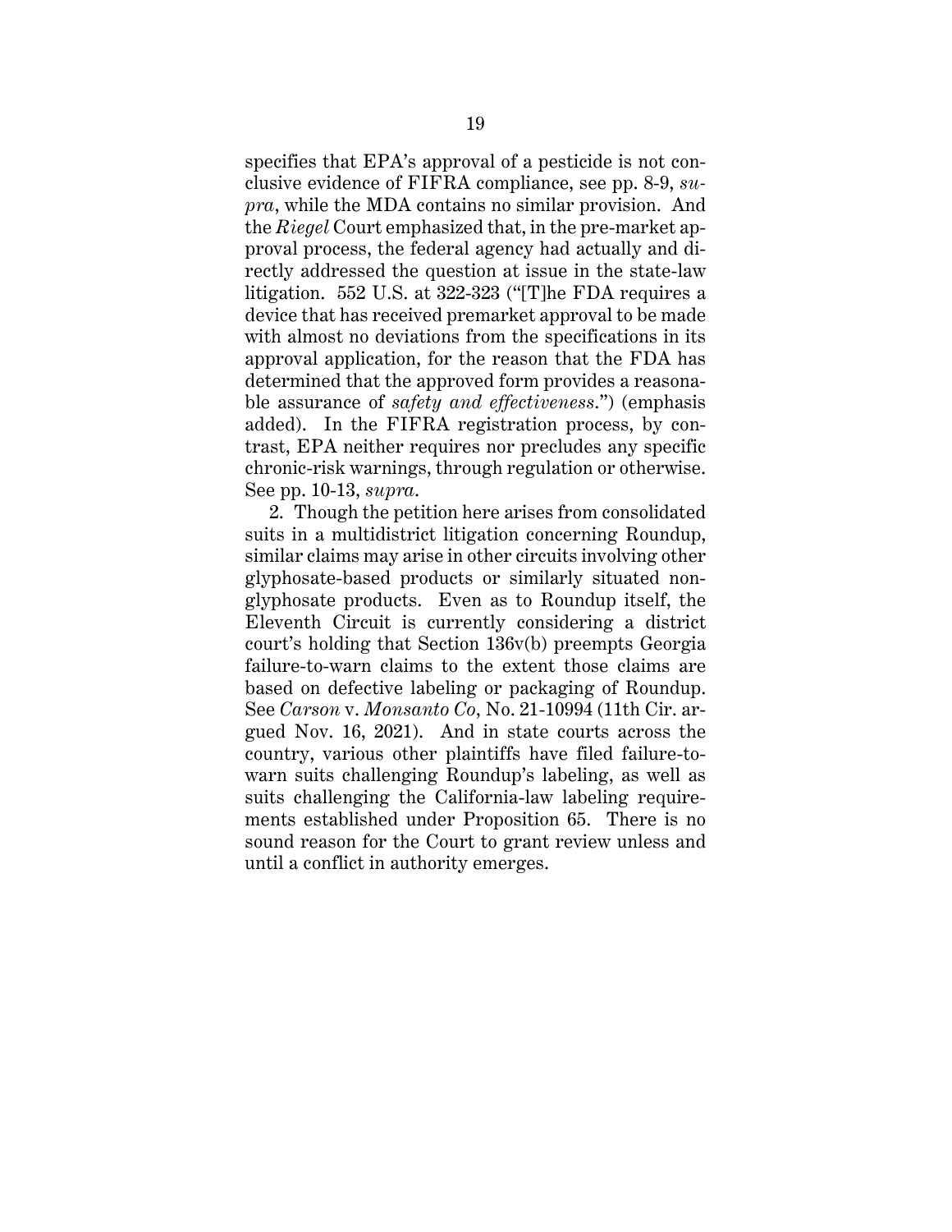specifies that EPA's approval of a pesticide is not conclusive evidence of FIFRA compliance, see pp. 8-9, *supra*, while the MDA contains no similar provision. And the *Riegel* Court emphasized that, in the pre-market approval process, the federal agency had actually and directly addressed the question at issue in the state-law litigation. 552 U.S. at 322-323 ("[T]he FDA requires a device that has received premarket approval to be made with almost no deviations from the specifications in its approval application, for the reason that the FDA has determined that the approved form provides a reasonable assurance of *safety and effectiveness*.") (emphasis added). In the FIFRA registration process, by contrast, EPA neither requires nor precludes any specific chronic-risk warnings, through regulation or otherwise. See pp. 10-13, *supra*.

2. Though the petition here arises from consolidated suits in a multidistrict litigation concerning Roundup, similar claims may arise in other circuits involving other glyphosate-based products or similarly situated non-glyphosate products. Even as to Roundup itself, the Eleventh Circuit is currently considering a district court's holding that Section 136v(b) preempts Georgia failure-to-warn claims to the extent those claims are based on defective labeling or packaging of Roundup. See *Carson* v. *Monsanto Co*, No. 21-10994 (11th Cir. argued Nov. 16, 2021). And in state courts across the country, various other plaintiffs have filed failure-to-warn suits challenging Roundup's labeling, as well as suits challenging the California-law labeling requirements established under Proposition 65. There is no sound reason for the Court to grant review unless and until a conflict in authority emerges.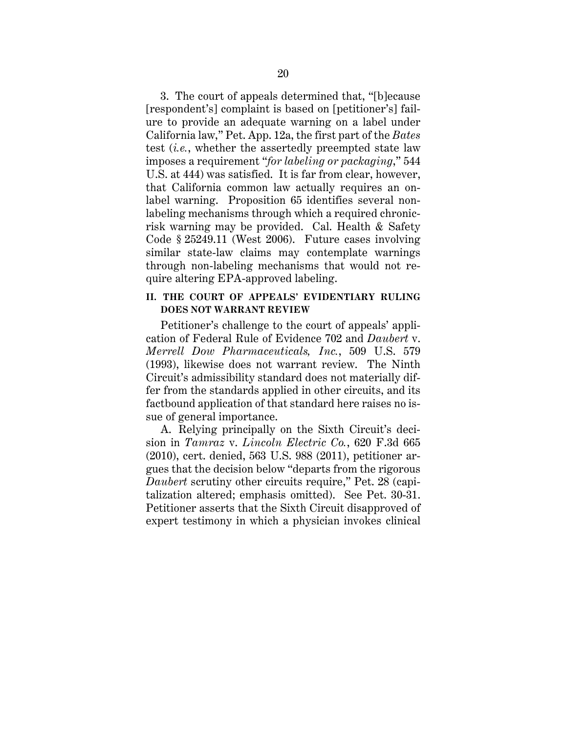3. The court of appeals determined that, "[b]ecause [respondent's] complaint is based on [petitioner's] failure to provide an adequate warning on a label under California law," Pet. App. 12a, the first part of the *Bates* test (*i.e.*, whether the assertedly preempted state law imposes a requirement "*for labeling or packaging*," 544 U.S. at 444) was satisfied. It is far from clear, however, that California common law actually requires an on-label warning. Proposition 65 identifies several non-labeling mechanisms through which a required chronic-risk warning may be provided. Cal. Health & Safety Code § 25249.11 (West 2006). Future cases involving similar state-law claims may contemplate warnings through non-labeling mechanisms that would not require altering EPA-approved labeling.

## II. THE COURT OF APPEALS' EVIDENTIARY RULING DOES NOT WARRANT REVIEW

Petitioner's challenge to the court of appeals' application of Federal Rule of Evidence 702 and *Daubert* v. *Merrell Dow Pharmaceuticals, Inc.*, 509 U.S. 579 (1993), likewise does not warrant review. The Ninth Circuit's admissibility standard does not materially differ from the standards applied in other circuits, and its factbound application of that standard here raises no issue of general importance.

A. Relying principally on the Sixth Circuit's decision in *Tamraz* v. *Lincoln Electric Co.*, 620 F.3d 665 (2010), cert. denied, 563 U.S. 988 (2011), petitioner argues that the decision below "departs from the rigorous *Daubert* scrutiny other circuits require," Pet. 28 (capitalization altered; emphasis omitted). See Pet. 30-31. Petitioner asserts that the Sixth Circuit disapproved of expert testimony in which a physician invokes clinical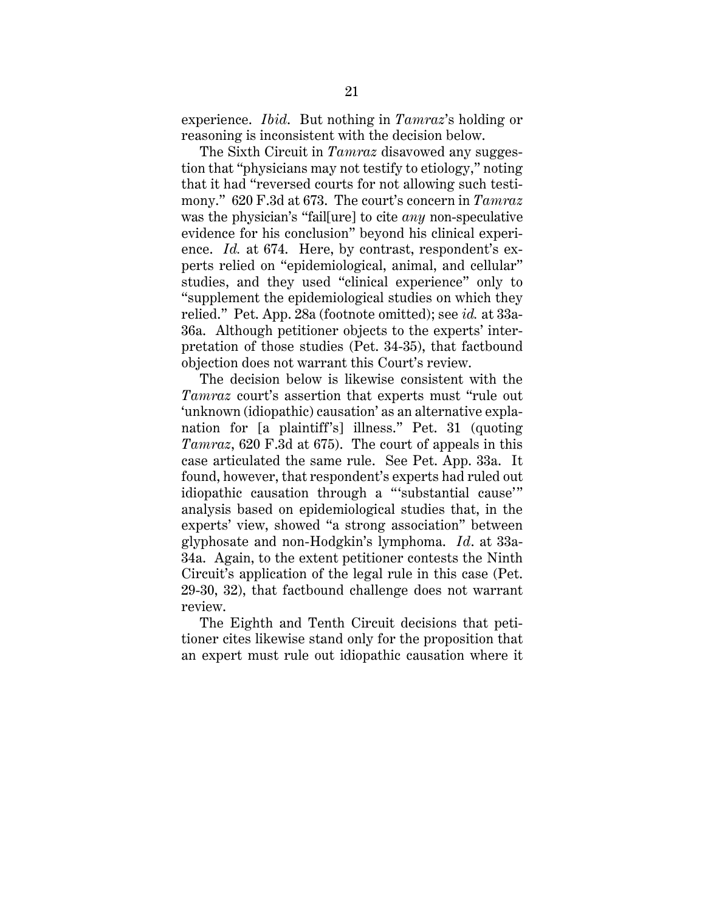experience. *Ibid.* But nothing in *Tamraz*'s holding or reasoning is inconsistent with the decision below.

The Sixth Circuit in *Tamraz* disavowed any suggestion that "physicians may not testify to etiology," noting that it had "reversed courts for not allowing such testimony." 620 F.3d at 673. The court's concern in *Tamraz* was the physician's "fail[ure] to cite *any* non-speculative evidence for his conclusion" beyond his clinical experience. *Id.* at 674. Here, by contrast, respondent's experts relied on "epidemiological, animal, and cellular" studies, and they used "clinical experience" only to "supplement the epidemiological studies on which they relied." Pet. App. 28a (footnote omitted); see *id.* at 33a-36a. Although petitioner objects to the experts' interpretation of those studies (Pet. 34-35), that factbound objection does not warrant this Court's review.

The decision below is likewise consistent with the *Tamraz* court's assertion that experts must "rule out 'unknown (idiopathic) causation' as an alternative explanation for [a plaintiff's] illness." Pet. 31 (quoting *Tamraz*, 620 F.3d at 675). The court of appeals in this case articulated the same rule. See Pet. App. 33a. It found, however, that respondent's experts had ruled out idiopathic causation through a "'substantial cause'" analysis based on epidemiological studies that, in the experts' view, showed "a strong association" between glyphosate and non-Hodgkin's lymphoma. *Id*. at 33a-34a. Again, to the extent petitioner contests the Ninth Circuit's application of the legal rule in this case (Pet. 29-30, 32), that factbound challenge does not warrant review.

The Eighth and Tenth Circuit decisions that petitioner cites likewise stand only for the proposition that an expert must rule out idiopathic causation where it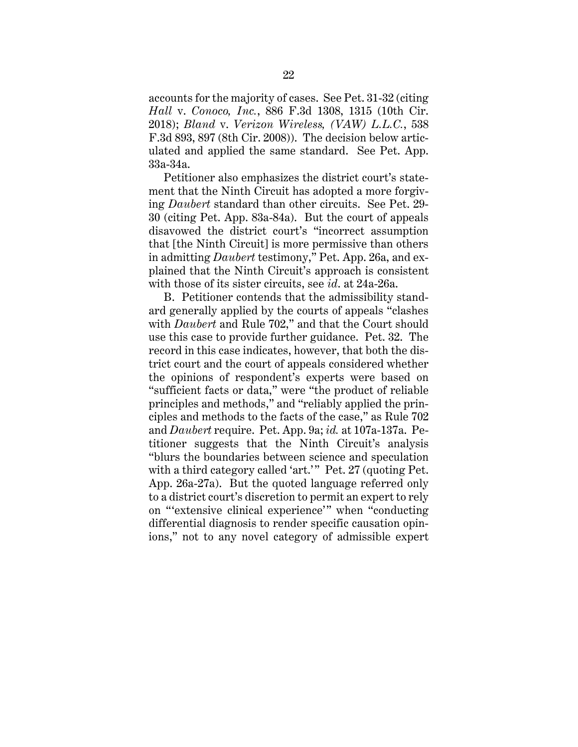accounts for the majority of cases. See Pet. 31-32 (citing *Hall* v. *Conoco, Inc.*, 886 F.3d 1308, 1315 (10th Cir. 2018); *Bland* v. *Verizon Wireless, (VAW) L.L.C.*, 538 F.3d 893, 897 (8th Cir. 2008)). The decision below articulated and applied the same standard. See Pet. App. 33a-34a.

Petitioner also emphasizes the district court's statement that the Ninth Circuit has adopted a more forgiving *Daubert* standard than other circuits. See Pet. 29-30 (citing Pet. App. 83a-84a). But the court of appeals disavowed the district court's "incorrect assumption that [the Ninth Circuit] is more permissive than others in admitting *Daubert* testimony," Pet. App. 26a, and explained that the Ninth Circuit's approach is consistent with those of its sister circuits, see *id*. at 24a-26a.

B. Petitioner contends that the admissibility standard generally applied by the courts of appeals "clashes with *Daubert* and Rule 702," and that the Court should use this case to provide further guidance. Pet. 32. The record in this case indicates, however, that both the district court and the court of appeals considered whether the opinions of respondent's experts were based on "sufficient facts or data," were "the product of reliable principles and methods," and "reliably applied the principles and methods to the facts of the case," as Rule 702 and *Daubert* require. Pet. App. 9a; *id.* at 107a-137a. Petitioner suggests that the Ninth Circuit's analysis "blurs the boundaries between science and speculation with a third category called 'art.'" Pet. 27 (quoting Pet. App. 26a-27a). But the quoted language referred only to a district court's discretion to permit an expert to rely on "'extensive clinical experience'" when "conducting differential diagnosis to render specific causation opinions," not to any novel category of admissible expert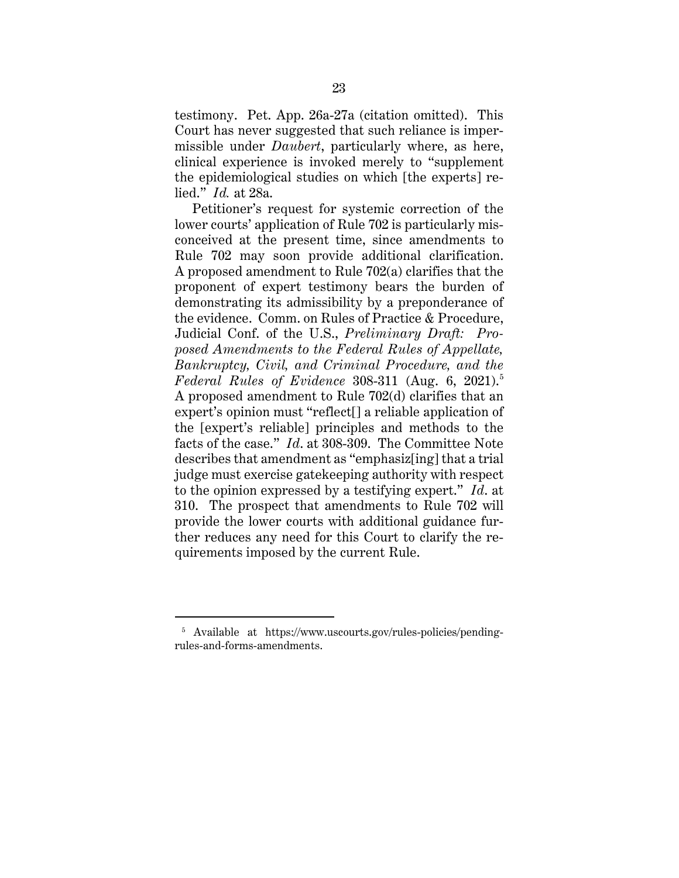testimony. Pet. App. 26a-27a (citation omitted). This Court has never suggested that such reliance is impermissible under *Daubert*, particularly where, as here, clinical experience is invoked merely to "supplement the epidemiological studies on which [the experts] relied." *Id.* at 28a.

Petitioner's request for systemic correction of the lower courts' application of Rule 702 is particularly misconceived at the present time, since amendments to Rule 702 may soon provide additional clarification. A proposed amendment to Rule 702(a) clarifies that the proponent of expert testimony bears the burden of demonstrating its admissibility by a preponderance of the evidence. Comm. on Rules of Practice & Procedure, Judicial Conf. of the U.S., *Preliminary Draft: Proposed Amendments to the Federal Rules of Appellate, Bankruptcy, Civil, and Criminal Procedure, and the Federal Rules of Evidence* 308-311 (Aug. 6, 2021).[5] A proposed amendment to Rule 702(d) clarifies that an expert's opinion must "reflect[] a reliable application of the [expert's reliable] principles and methods to the facts of the case." *Id*. at 308-309. The Committee Note describes that amendment as "emphasiz[ing] that a trial judge must exercise gatekeeping authority with respect to the opinion expressed by a testifying expert." *Id*. at 310. The prospect that amendments to Rule 702 will provide the lower courts with additional guidance further reduces any need for this Court to clarify the requirements imposed by the current Rule.

---

[5] Available at https://www.uscourts.gov/rules-policies/pending-rules-and-forms-amendments.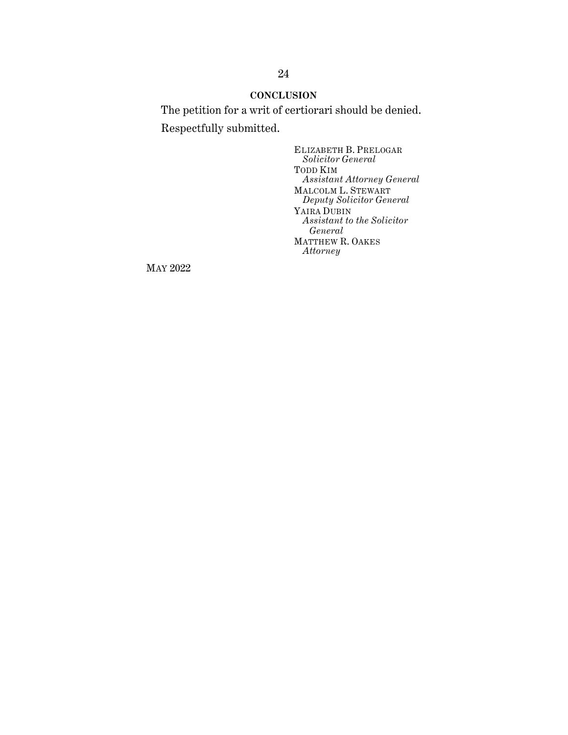## CONCLUSION

The petition for a writ of certiorari should be denied.

Respectfully submitted.

ELIZABETH B. PRELOGAR
*Solicitor General*
TODD KIM
*Assistant Attorney General*
MALCOLM L. STEWART
*Deputy Solicitor General*
YAIRA DUBIN
*Assistant to the Solicitor General*
MATTHEW R. OAKES
*Attorney*

MAY 2022